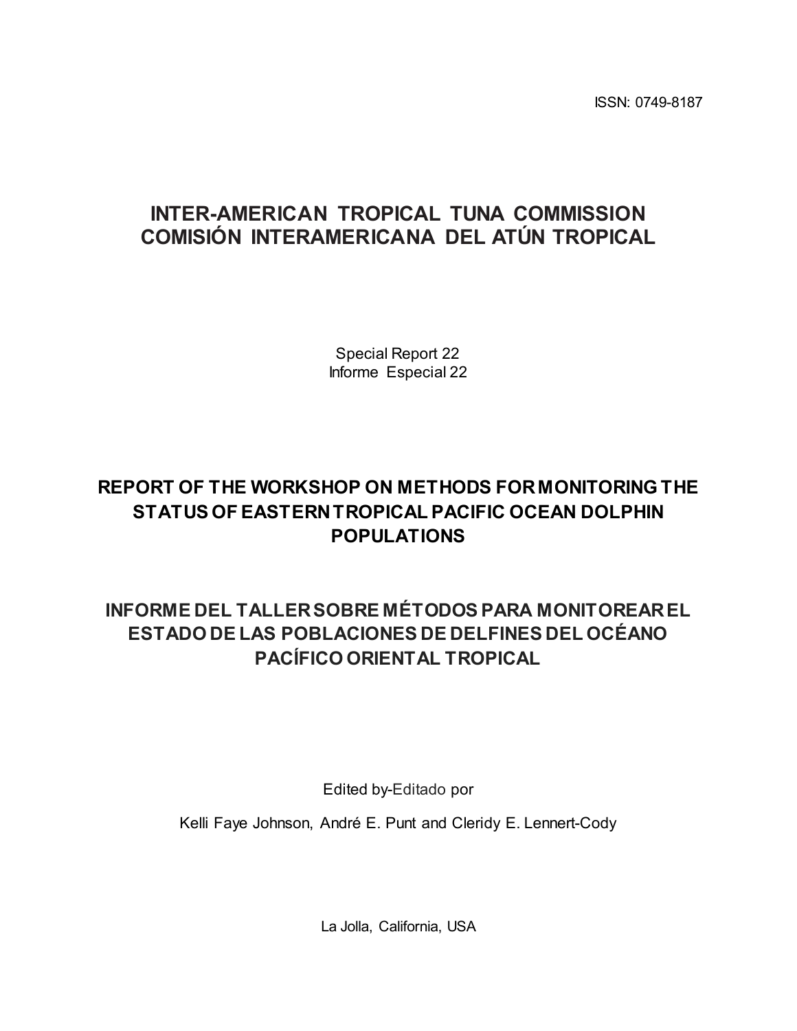ISSN: 0749-8187

# INTER-AMERICAN TROPICAL TUNA COMMISSION
# COMISIÓN INTERAMERICANA DEL ATÚN TROPICAL

Special Report 22
Informe Especial 22

## REPORT OF THE WORKSHOP ON METHODS FOR MONITORING THE STATUS OF EASTERN TROPICAL PACIFIC OCEAN DOLPHIN POPULATIONS

## INFORME DEL TALLER SOBRE MÉTODOS PARA MONITOREAR EL ESTADO DE LAS POBLACIONES DE DELFINES DEL OCÉANO PACÍFICO ORIENTAL TROPICAL

Edited by-Editado por

Kelli Faye Johnson, André E. Punt and Cleridy E. Lennert-Cody

La Jolla, California, USA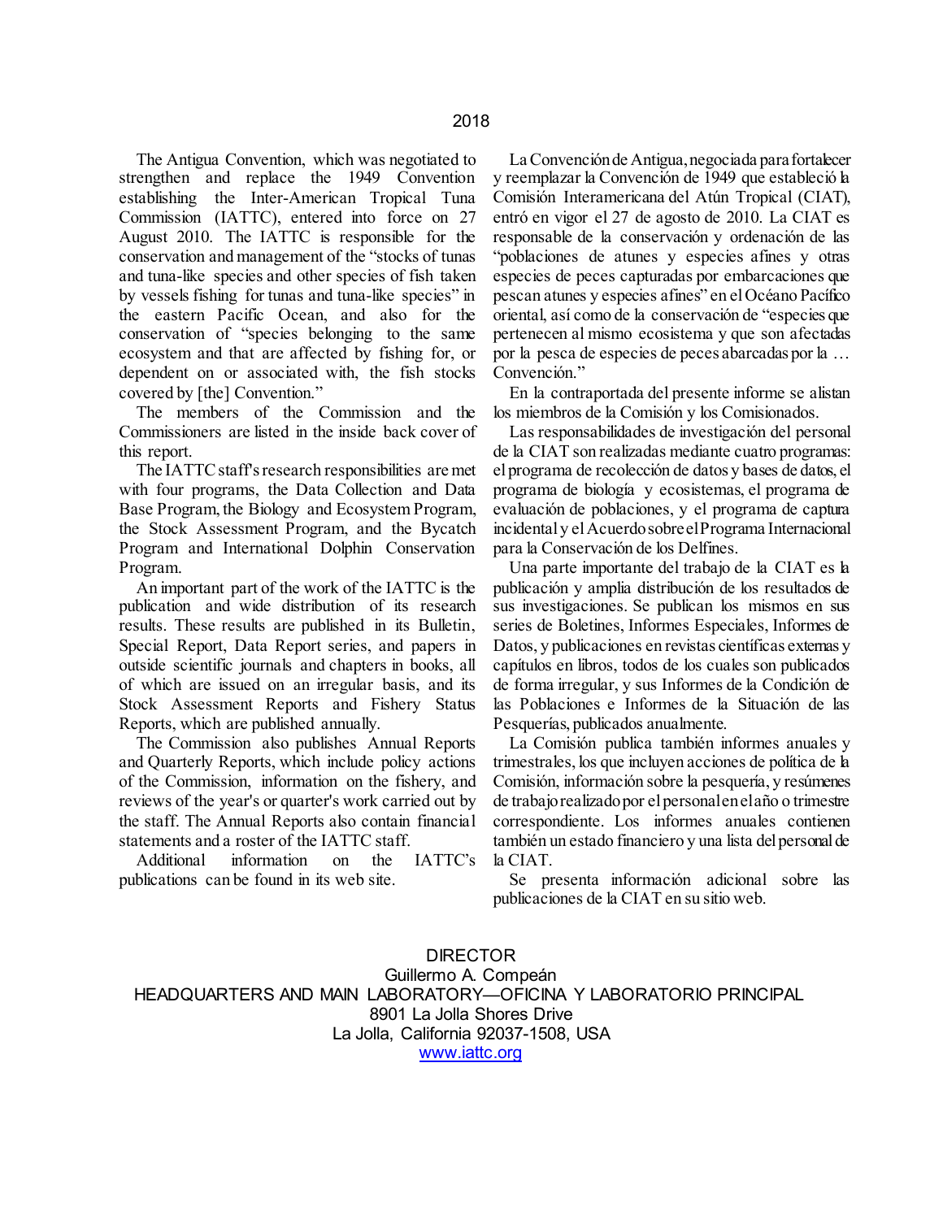2018

The Antigua Convention, which was negotiated to strengthen and replace the 1949 Convention establishing the Inter-American Tropical Tuna Commission (IATTC), entered into force on 27 August 2010. The IATTC is responsible for the conservation and management of the "stocks of tunas and tuna-like species and other species of fish taken by vessels fishing for tunas and tuna-like species" in the eastern Pacific Ocean, and also for the conservation of "species belonging to the same ecosystem and that are affected by fishing for, or dependent on or associated with, the fish stocks covered by [the] Convention."

The members of the Commission and the Commissioners are listed in the inside back cover of this report.

The IATTC staff's research responsibilities are met with four programs, the Data Collection and Data Base Program, the Biology and Ecosystem Program, the Stock Assessment Program, and the Bycatch Program and International Dolphin Conservation Program.

An important part of the work of the IATTC is the publication and wide distribution of its research results. These results are published in its Bulletin, Special Report, Data Report series, and papers in outside scientific journals and chapters in books, all of which are issued on an irregular basis, and its Stock Assessment Reports and Fishery Status Reports, which are published annually.

The Commission also publishes Annual Reports and Quarterly Reports, which include policy actions of the Commission, information on the fishery, and reviews of the year's or quarter's work carried out by the staff. The Annual Reports also contain financial statements and a roster of the IATTC staff.

Additional information on the IATTC's publications can be found in its web site.

La Convención de Antigua, negociada para fortalecer y reemplazar la Convención de 1949 que estableció la Comisión Interamericana del Atún Tropical (CIAT), entró en vigor el 27 de agosto de 2010. La CIAT es responsable de la conservación y ordenación de las "poblaciones de atunes y especies afines y otras especies de peces capturadas por embarcaciones que pescan atunes y especies afines" en el Océano Pacífico oriental, así como de la conservación de "especies que pertenecen al mismo ecosistema y que son afectadas por la pesca de especies de peces abarcadas por la … Convención."

En la contraportada del presente informe se alistan los miembros de la Comisión y los Comisionados.

Las responsabilidades de investigación del personal de la CIAT son realizadas mediante cuatro programas: el programa de recolección de datos y bases de datos, el programa de biología y ecosistemas, el programa de evaluación de poblaciones, y el programa de captura incidental y el Acuerdo sobre el Programa Internacional para la Conservación de los Delfines.

Una parte importante del trabajo de la CIAT es la publicación y amplia distribución de los resultados de sus investigaciones. Se publican los mismos en sus series de Boletines, Informes Especiales, Informes de Datos, y publicaciones en revistas científicas externas y capítulos en libros, todos de los cuales son publicados de forma irregular, y sus Informes de la Condición de las Poblaciones e Informes de la Situación de las Pesquerías, publicados anualmente.

La Comisión publica también informes anuales y trimestrales, los que incluyen acciones de política de la Comisión, información sobre la pesquería, y resúmenes de trabajo realizado por el personal en el año o trimestre correspondiente. Los informes anuales contienen también un estado financiero y una lista del personal de la CIAT.

Se presenta información adicional sobre las publicaciones de la CIAT en su sitio web.

DIRECTOR
Guillermo A. Compeán
HEADQUARTERS AND MAIN LABORATORY—OFICINA Y LABORATORIO PRINCIPAL
8901 La Jolla Shores Drive
La Jolla, California 92037-1508, USA
www.iattc.org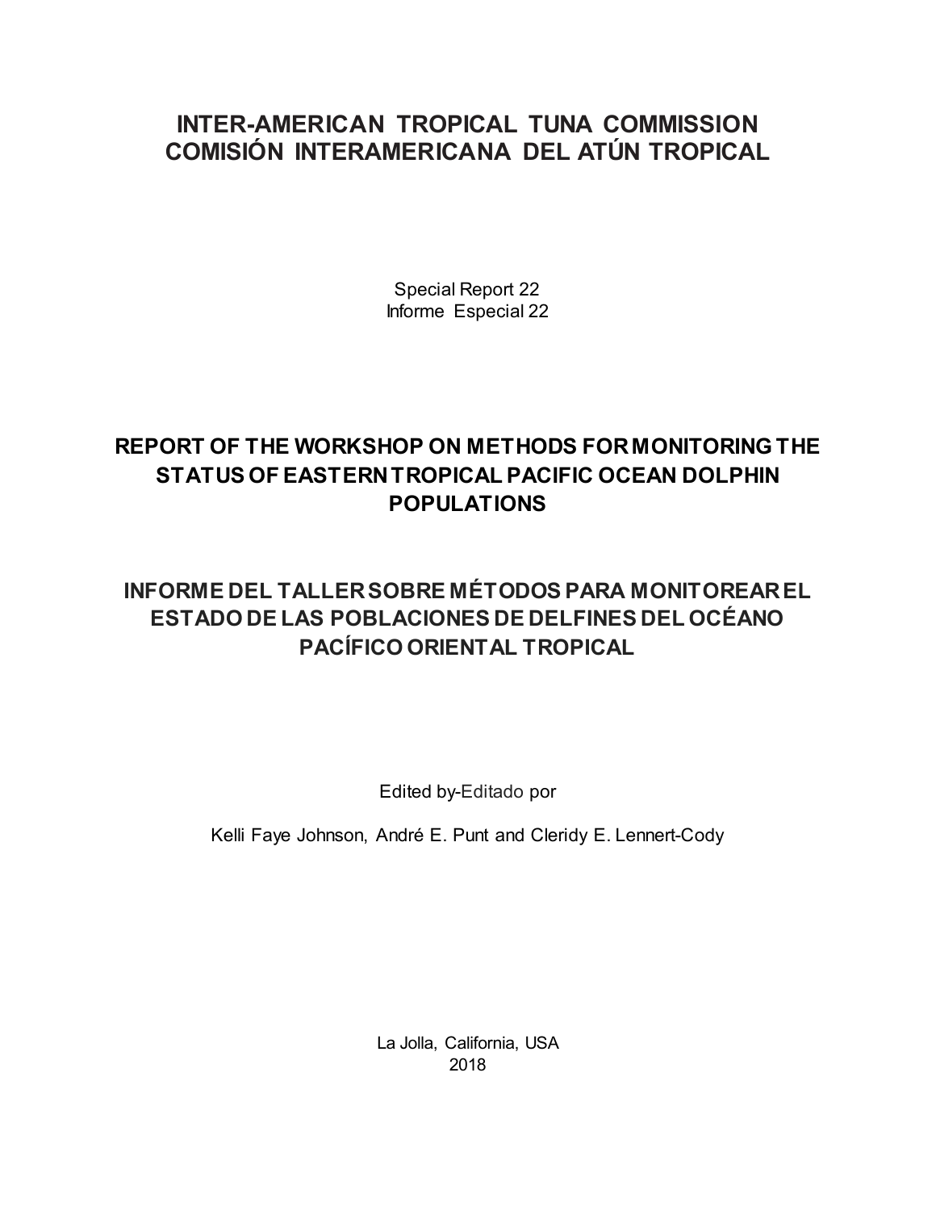# INTER-AMERICAN TROPICAL TUNA COMMISSION
# COMISIÓN INTERAMERICANA DEL ATÚN TROPICAL

Special Report 22
Informe Especial 22

## REPORT OF THE WORKSHOP ON METHODS FOR MONITORING THE STATUS OF EASTERN TROPICAL PACIFIC OCEAN DOLPHIN POPULATIONS

## INFORME DEL TALLER SOBRE MÉTODOS PARA MONITOREAR EL ESTADO DE LAS POBLACIONES DE DELFINES DEL OCÉANO PACÍFICO ORIENTAL TROPICAL

Edited by-Editado por

Kelli Faye Johnson, André E. Punt and Cleridy E. Lennert-Cody

La Jolla, California, USA
2018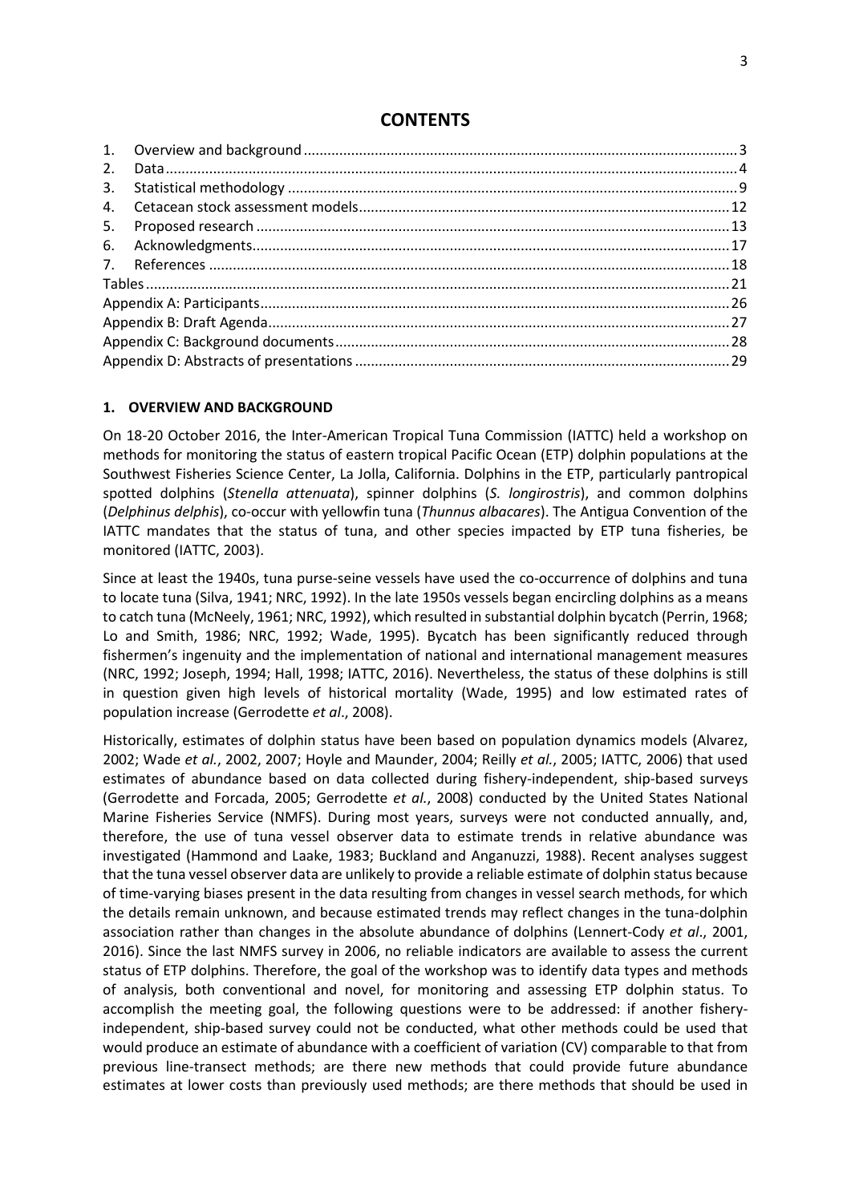# CONTENTS

1. Overview and background ............................................................................................................. 3
2. Data ................................................................................................................................................. 4
3. Statistical methodology .................................................................................................................. 9
4. Cetacean stock assessment models ............................................................................................... 12
5. Proposed research ......................................................................................................................... 13
6. Acknowledgments .......................................................................................................................... 17
7. References ..................................................................................................................................... 18

Tables ................................................................................................................................................ 21
Appendix A: Participants ................................................................................................................... 26
Appendix B: Draft Agenda ................................................................................................................. 27
Appendix C: Background documents ................................................................................................. 28
Appendix D: Abstracts of presentations ........................................................................................... 29

## 1. OVERVIEW AND BACKGROUND

On 18-20 October 2016, the Inter-American Tropical Tuna Commission (IATTC) held a workshop on methods for monitoring the status of eastern tropical Pacific Ocean (ETP) dolphin populations at the Southwest Fisheries Science Center, La Jolla, California. Dolphins in the ETP, particularly pantropical spotted dolphins (*Stenella attenuata*), spinner dolphins (*S. longirostris*), and common dolphins (*Delphinus delphis*), co-occur with yellowfin tuna (*Thunnus albacares*). The Antigua Convention of the IATTC mandates that the status of tuna, and other species impacted by ETP tuna fisheries, be monitored (IATTC, 2003).

Since at least the 1940s, tuna purse-seine vessels have used the co-occurrence of dolphins and tuna to locate tuna (Silva, 1941; NRC, 1992). In the late 1950s vessels began encircling dolphins as a means to catch tuna (McNeely, 1961; NRC, 1992), which resulted in substantial dolphin bycatch (Perrin, 1968; Lo and Smith, 1986; NRC, 1992; Wade, 1995). Bycatch has been significantly reduced through fishermen's ingenuity and the implementation of national and international management measures (NRC, 1992; Joseph, 1994; Hall, 1998; IATTC, 2016). Nevertheless, the status of these dolphins is still in question given high levels of historical mortality (Wade, 1995) and low estimated rates of population increase (Gerrodette *et al*., 2008).

Historically, estimates of dolphin status have been based on population dynamics models (Alvarez, 2002; Wade *et al.*, 2002, 2007; Hoyle and Maunder, 2004; Reilly *et al.*, 2005; IATTC, 2006) that used estimates of abundance based on data collected during fishery-independent, ship-based surveys (Gerrodette and Forcada, 2005; Gerrodette *et al.*, 2008) conducted by the United States National Marine Fisheries Service (NMFS). During most years, surveys were not conducted annually, and, therefore, the use of tuna vessel observer data to estimate trends in relative abundance was investigated (Hammond and Laake, 1983; Buckland and Anganuzzi, 1988). Recent analyses suggest that the tuna vessel observer data are unlikely to provide a reliable estimate of dolphin status because of time-varying biases present in the data resulting from changes in vessel search methods, for which the details remain unknown, and because estimated trends may reflect changes in the tuna-dolphin association rather than changes in the absolute abundance of dolphins (Lennert-Cody *et al*., 2001, 2016). Since the last NMFS survey in 2006, no reliable indicators are available to assess the current status of ETP dolphins. Therefore, the goal of the workshop was to identify data types and methods of analysis, both conventional and novel, for monitoring and assessing ETP dolphin status. To accomplish the meeting goal, the following questions were to be addressed: if another fishery-independent, ship-based survey could not be conducted, what other methods could be used that would produce an estimate of abundance with a coefficient of variation (CV) comparable to that from previous line-transect methods; are there new methods that could provide future abundance estimates at lower costs than previously used methods; are there methods that should be used in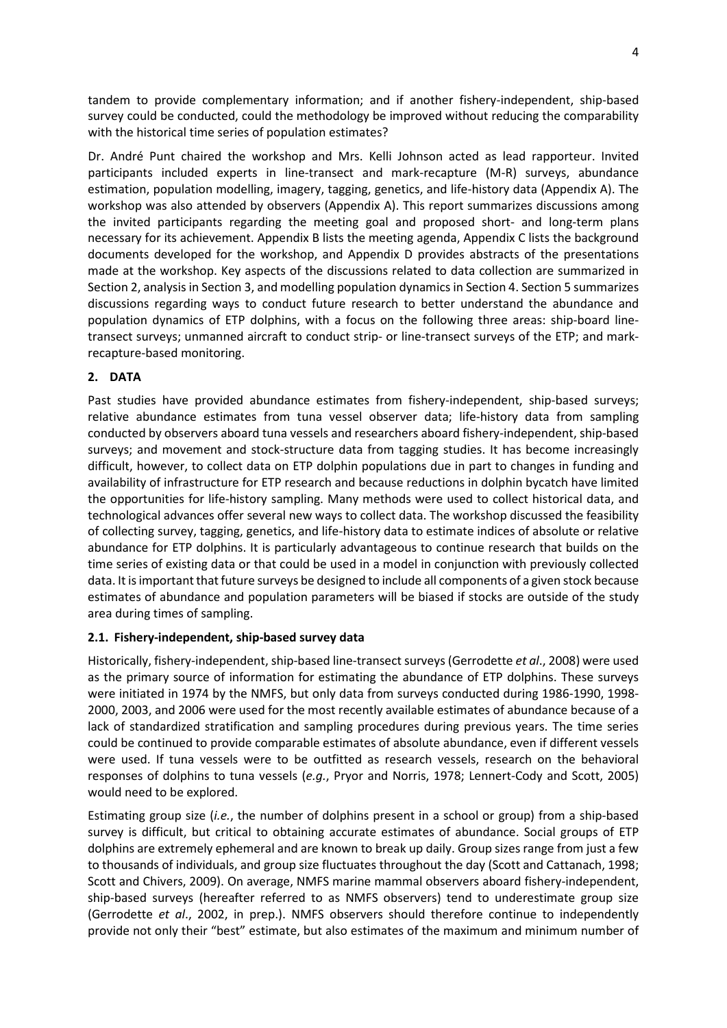tandem to provide complementary information; and if another fishery-independent, ship-based survey could be conducted, could the methodology be improved without reducing the comparability with the historical time series of population estimates?

Dr. André Punt chaired the workshop and Mrs. Kelli Johnson acted as lead rapporteur. Invited participants included experts in line-transect and mark-recapture (M-R) surveys, abundance estimation, population modelling, imagery, tagging, genetics, and life-history data (Appendix A). The workshop was also attended by observers (Appendix A). This report summarizes discussions among the invited participants regarding the meeting goal and proposed short- and long-term plans necessary for its achievement. Appendix B lists the meeting agenda, Appendix C lists the background documents developed for the workshop, and Appendix D provides abstracts of the presentations made at the workshop. Key aspects of the discussions related to data collection are summarized in Section 2, analysis in Section 3, and modelling population dynamics in Section 4. Section 5 summarizes discussions regarding ways to conduct future research to better understand the abundance and population dynamics of ETP dolphins, with a focus on the following three areas: ship-board line-transect surveys; unmanned aircraft to conduct strip- or line-transect surveys of the ETP; and mark-recapture-based monitoring.

## 2. DATA

Past studies have provided abundance estimates from fishery-independent, ship-based surveys; relative abundance estimates from tuna vessel observer data; life-history data from sampling conducted by observers aboard tuna vessels and researchers aboard fishery-independent, ship-based surveys; and movement and stock-structure data from tagging studies. It has become increasingly difficult, however, to collect data on ETP dolphin populations due in part to changes in funding and availability of infrastructure for ETP research and because reductions in dolphin bycatch have limited the opportunities for life-history sampling. Many methods were used to collect historical data, and technological advances offer several new ways to collect data. The workshop discussed the feasibility of collecting survey, tagging, genetics, and life-history data to estimate indices of absolute or relative abundance for ETP dolphins. It is particularly advantageous to continue research that builds on the time series of existing data or that could be used in a model in conjunction with previously collected data. It is important that future surveys be designed to include all components of a given stock because estimates of abundance and population parameters will be biased if stocks are outside of the study area during times of sampling.

### 2.1. Fishery-independent, ship-based survey data

Historically, fishery-independent, ship-based line-transect surveys (Gerrodette *et al*., 2008) were used as the primary source of information for estimating the abundance of ETP dolphins. These surveys were initiated in 1974 by the NMFS, but only data from surveys conducted during 1986-1990, 1998-2000, 2003, and 2006 were used for the most recently available estimates of abundance because of a lack of standardized stratification and sampling procedures during previous years. The time series could be continued to provide comparable estimates of absolute abundance, even if different vessels were used. If tuna vessels were to be outfitted as research vessels, research on the behavioral responses of dolphins to tuna vessels (*e.g.*, Pryor and Norris, 1978; Lennert-Cody and Scott, 2005) would need to be explored.

Estimating group size (*i.e.*, the number of dolphins present in a school or group) from a ship-based survey is difficult, but critical to obtaining accurate estimates of abundance. Social groups of ETP dolphins are extremely ephemeral and are known to break up daily. Group sizes range from just a few to thousands of individuals, and group size fluctuates throughout the day (Scott and Cattanach, 1998; Scott and Chivers, 2009). On average, NMFS marine mammal observers aboard fishery-independent, ship-based surveys (hereafter referred to as NMFS observers) tend to underestimate group size (Gerrodette *et al*., 2002, in prep.). NMFS observers should therefore continue to independently provide not only their "best" estimate, but also estimates of the maximum and minimum number of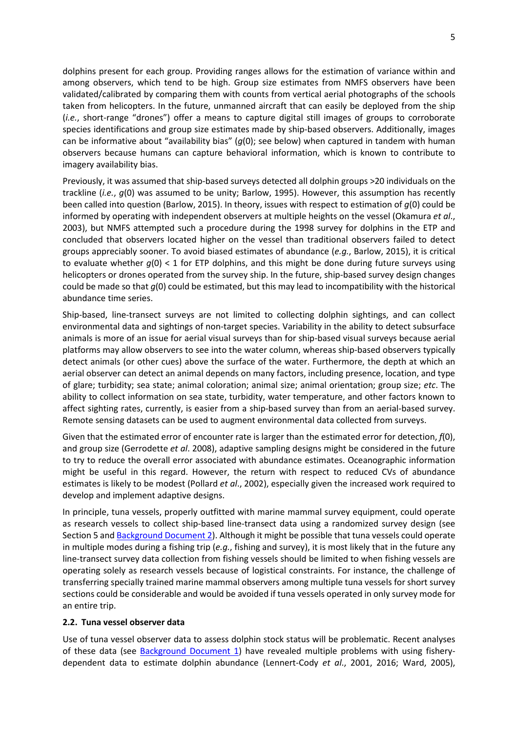dolphins present for each group. Providing ranges allows for the estimation of variance within and among observers, which tend to be high. Group size estimates from NMFS observers have been validated/calibrated by comparing them with counts from vertical aerial photographs of the schools taken from helicopters. In the future, unmanned aircraft that can easily be deployed from the ship (*i.e.*, short-range "drones") offer a means to capture digital still images of groups to corroborate species identifications and group size estimates made by ship-based observers. Additionally, images can be informative about "availability bias" ($g(0)$; see below) when captured in tandem with human observers because humans can capture behavioral information, which is known to contribute to imagery availability bias.

Previously, it was assumed that ship-based surveys detected all dolphin groups >20 individuals on the trackline (*i.e.*, $g(0)$ was assumed to be unity; Barlow, 1995). However, this assumption has recently been called into question (Barlow, 2015). In theory, issues with respect to estimation of $g(0)$ could be informed by operating with independent observers at multiple heights on the vessel (Okamura *et al*., 2003), but NMFS attempted such a procedure during the 1998 survey for dolphins in the ETP and concluded that observers located higher on the vessel than traditional observers failed to detect groups appreciably sooner. To avoid biased estimates of abundance (*e.g.*, Barlow, 2015), it is critical to evaluate whether $g(0) < 1$ for ETP dolphins, and this might be done during future surveys using helicopters or drones operated from the survey ship. In the future, ship-based survey design changes could be made so that $g(0)$ could be estimated, but this may lead to incompatibility with the historical abundance time series.

Ship-based, line-transect surveys are not limited to collecting dolphin sightings, and can collect environmental data and sightings of non-target species. Variability in the ability to detect subsurface animals is more of an issue for aerial visual surveys than for ship-based visual surveys because aerial platforms may allow observers to see into the water column, whereas ship-based observers typically detect animals (or other cues) above the surface of the water. Furthermore, the depth at which an aerial observer can detect an animal depends on many factors, including presence, location, and type of glare; turbidity; sea state; animal coloration; animal size; animal orientation; group size; *etc*. The ability to collect information on sea state, turbidity, water temperature, and other factors known to affect sighting rates, currently, is easier from a ship-based survey than from an aerial-based survey. Remote sensing datasets can be used to augment environmental data collected from surveys.

Given that the estimated error of encounter rate is larger than the estimated error for detection, $f(0)$, and group size (Gerrodette *et al*. 2008), adaptive sampling designs might be considered in the future to try to reduce the overall error associated with abundance estimates. Oceanographic information might be useful in this regard. However, the return with respect to reduced CVs of abundance estimates is likely to be modest (Pollard *et al*., 2002), especially given the increased work required to develop and implement adaptive designs.

In principle, tuna vessels, properly outfitted with marine mammal survey equipment, could operate as research vessels to collect ship-based line-transect data using a randomized survey design (see Section 5 and Background Document 2). Although it might be possible that tuna vessels could operate in multiple modes during a fishing trip (*e.g.*, fishing and survey), it is most likely that in the future any line-transect survey data collection from fishing vessels should be limited to when fishing vessels are operating solely as research vessels because of logistical constraints. For instance, the challenge of transferring specially trained marine mammal observers among multiple tuna vessels for short survey sections could be considerable and would be avoided if tuna vessels operated in only survey mode for an entire trip.

### 2.2. Tuna vessel observer data

Use of tuna vessel observer data to assess dolphin stock status will be problematic. Recent analyses of these data (see Background Document 1) have revealed multiple problems with using fishery-dependent data to estimate dolphin abundance (Lennert-Cody *et al*., 2001, 2016; Ward, 2005),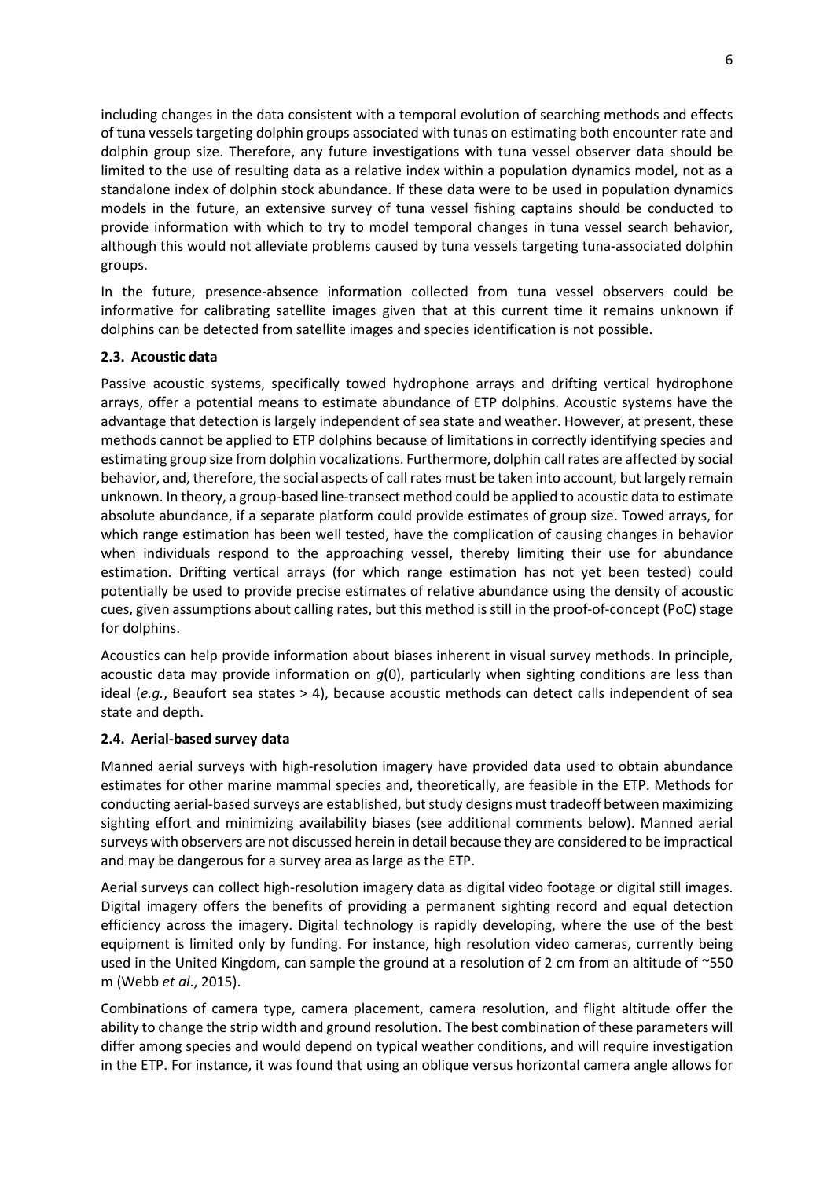including changes in the data consistent with a temporal evolution of searching methods and effects of tuna vessels targeting dolphin groups associated with tunas on estimating both encounter rate and dolphin group size. Therefore, any future investigations with tuna vessel observer data should be limited to the use of resulting data as a relative index within a population dynamics model, not as a standalone index of dolphin stock abundance. If these data were to be used in population dynamics models in the future, an extensive survey of tuna vessel fishing captains should be conducted to provide information with which to try to model temporal changes in tuna vessel search behavior, although this would not alleviate problems caused by tuna vessels targeting tuna-associated dolphin groups.

In the future, presence-absence information collected from tuna vessel observers could be informative for calibrating satellite images given that at this current time it remains unknown if dolphins can be detected from satellite images and species identification is not possible.

### 2.3. Acoustic data

Passive acoustic systems, specifically towed hydrophone arrays and drifting vertical hydrophone arrays, offer a potential means to estimate abundance of ETP dolphins. Acoustic systems have the advantage that detection is largely independent of sea state and weather. However, at present, these methods cannot be applied to ETP dolphins because of limitations in correctly identifying species and estimating group size from dolphin vocalizations. Furthermore, dolphin call rates are affected by social behavior, and, therefore, the social aspects of call rates must be taken into account, but largely remain unknown. In theory, a group-based line-transect method could be applied to acoustic data to estimate absolute abundance, if a separate platform could provide estimates of group size. Towed arrays, for which range estimation has been well tested, have the complication of causing changes in behavior when individuals respond to the approaching vessel, thereby limiting their use for abundance estimation. Drifting vertical arrays (for which range estimation has not yet been tested) could potentially be used to provide precise estimates of relative abundance using the density of acoustic cues, given assumptions about calling rates, but this method is still in the proof-of-concept (PoC) stage for dolphins.

Acoustics can help provide information about biases inherent in visual survey methods. In principle, acoustic data may provide information on $g(0)$, particularly when sighting conditions are less than ideal (*e.g.*, Beaufort sea states > 4), because acoustic methods can detect calls independent of sea state and depth.

### 2.4. Aerial-based survey data

Manned aerial surveys with high-resolution imagery have provided data used to obtain abundance estimates for other marine mammal species and, theoretically, are feasible in the ETP. Methods for conducting aerial-based surveys are established, but study designs must tradeoff between maximizing sighting effort and minimizing availability biases (see additional comments below). Manned aerial surveys with observers are not discussed herein in detail because they are considered to be impractical and may be dangerous for a survey area as large as the ETP.

Aerial surveys can collect high-resolution imagery data as digital video footage or digital still images. Digital imagery offers the benefits of providing a permanent sighting record and equal detection efficiency across the imagery. Digital technology is rapidly developing, where the use of the best equipment is limited only by funding. For instance, high resolution video cameras, currently being used in the United Kingdom, can sample the ground at a resolution of 2 cm from an altitude of ~550 m (Webb *et al*., 2015).

Combinations of camera type, camera placement, camera resolution, and flight altitude offer the ability to change the strip width and ground resolution. The best combination of these parameters will differ among species and would depend on typical weather conditions, and will require investigation in the ETP. For instance, it was found that using an oblique versus horizontal camera angle allows for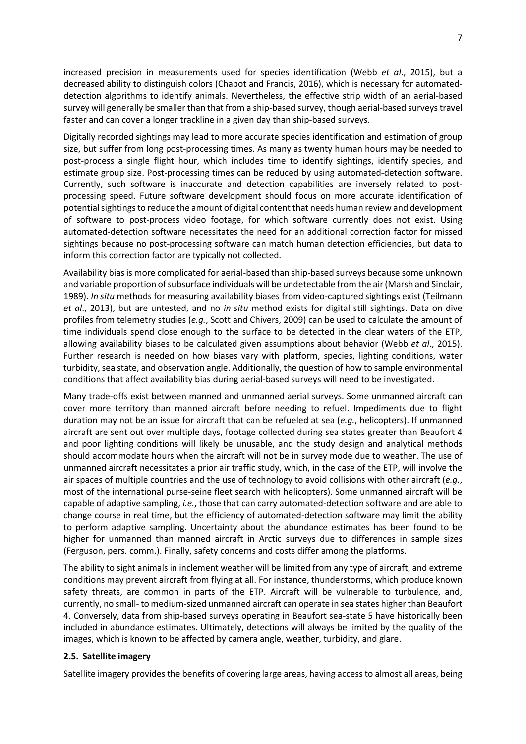increased precision in measurements used for species identification (Webb *et al*., 2015), but a decreased ability to distinguish colors (Chabot and Francis, 2016), which is necessary for automated-detection algorithms to identify animals. Nevertheless, the effective strip width of an aerial-based survey will generally be smaller than that from a ship-based survey, though aerial-based surveys travel faster and can cover a longer trackline in a given day than ship-based surveys.

Digitally recorded sightings may lead to more accurate species identification and estimation of group size, but suffer from long post-processing times. As many as twenty human hours may be needed to post-process a single flight hour, which includes time to identify sightings, identify species, and estimate group size. Post-processing times can be reduced by using automated-detection software. Currently, such software is inaccurate and detection capabilities are inversely related to post-processing speed. Future software development should focus on more accurate identification of potential sightings to reduce the amount of digital content that needs human review and development of software to post-process video footage, for which software currently does not exist. Using automated-detection software necessitates the need for an additional correction factor for missed sightings because no post-processing software can match human detection efficiencies, but data to inform this correction factor are typically not collected.

Availability bias is more complicated for aerial-based than ship-based surveys because some unknown and variable proportion of subsurface individuals will be undetectable from the air (Marsh and Sinclair, 1989). *In situ* methods for measuring availability biases from video-captured sightings exist (Teilmann *et al*., 2013), but are untested, and no *in situ* method exists for digital still sightings. Data on dive profiles from telemetry studies (*e.g.*, Scott and Chivers, 2009) can be used to calculate the amount of time individuals spend close enough to the surface to be detected in the clear waters of the ETP, allowing availability biases to be calculated given assumptions about behavior (Webb *et al*., 2015). Further research is needed on how biases vary with platform, species, lighting conditions, water turbidity, sea state, and observation angle. Additionally, the question of how to sample environmental conditions that affect availability bias during aerial-based surveys will need to be investigated.

Many trade-offs exist between manned and unmanned aerial surveys. Some unmanned aircraft can cover more territory than manned aircraft before needing to refuel. Impediments due to flight duration may not be an issue for aircraft that can be refueled at sea (*e.g.*, helicopters). If unmanned aircraft are sent out over multiple days, footage collected during sea states greater than Beaufort 4 and poor lighting conditions will likely be unusable, and the study design and analytical methods should accommodate hours when the aircraft will not be in survey mode due to weather. The use of unmanned aircraft necessitates a prior air traffic study, which, in the case of the ETP, will involve the air spaces of multiple countries and the use of technology to avoid collisions with other aircraft (*e.g.*, most of the international purse-seine fleet search with helicopters). Some unmanned aircraft will be capable of adaptive sampling, *i.e.*, those that can carry automated-detection software and are able to change course in real time, but the efficiency of automated-detection software may limit the ability to perform adaptive sampling. Uncertainty about the abundance estimates has been found to be higher for unmanned than manned aircraft in Arctic surveys due to differences in sample sizes (Ferguson, pers. comm.). Finally, safety concerns and costs differ among the platforms.

The ability to sight animals in inclement weather will be limited from any type of aircraft, and extreme conditions may prevent aircraft from flying at all. For instance, thunderstorms, which produce known safety threats, are common in parts of the ETP. Aircraft will be vulnerable to turbulence, and, currently, no small- to medium-sized unmanned aircraft can operate in sea states higher than Beaufort 4. Conversely, data from ship-based surveys operating in Beaufort sea-state 5 have historically been included in abundance estimates. Ultimately, detections will always be limited by the quality of the images, which is known to be affected by camera angle, weather, turbidity, and glare.

### 2.5. Satellite imagery

Satellite imagery provides the benefits of covering large areas, having access to almost all areas, being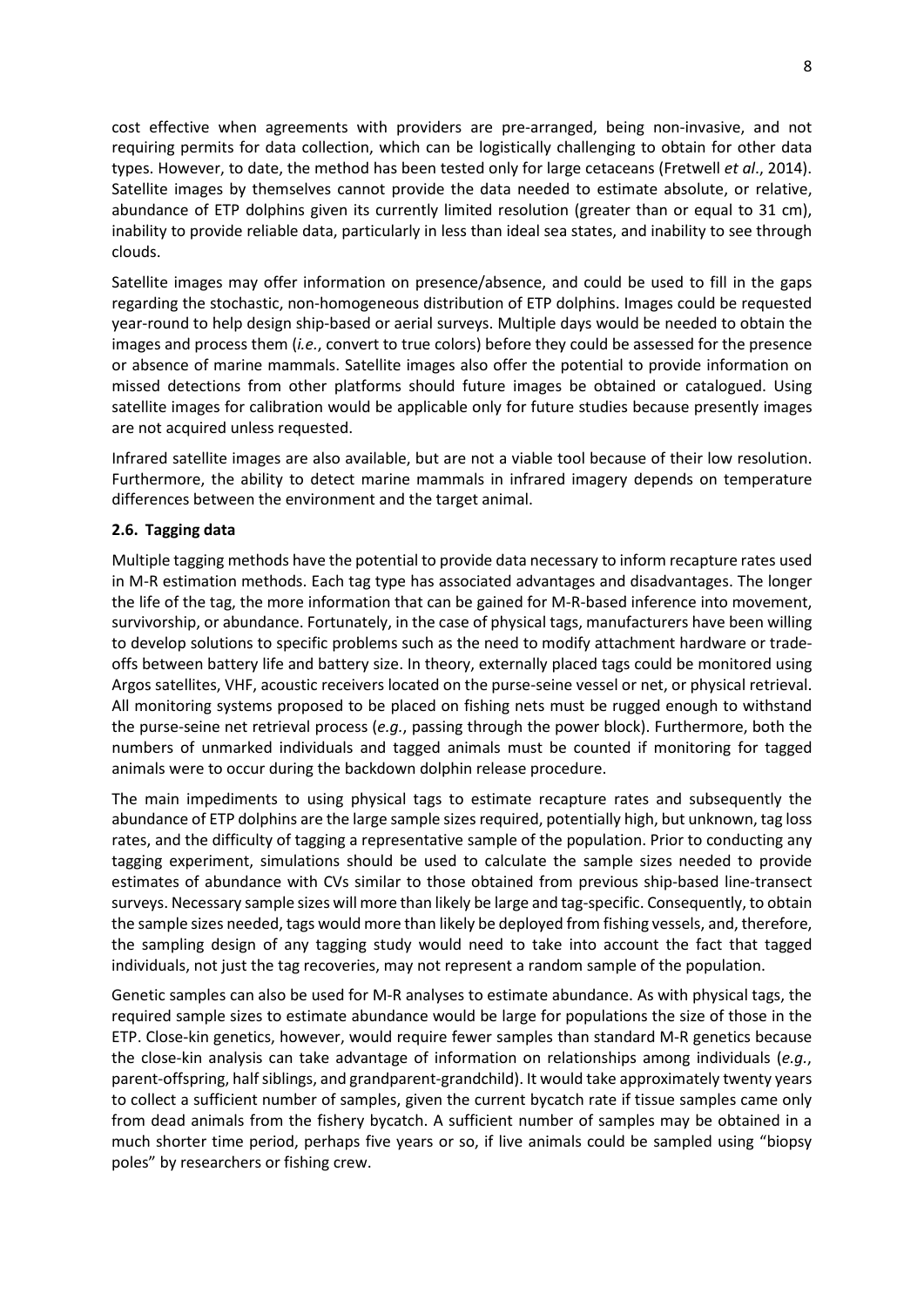cost effective when agreements with providers are pre-arranged, being non-invasive, and not requiring permits for data collection, which can be logistically challenging to obtain for other data types. However, to date, the method has been tested only for large cetaceans (Fretwell *et al*., 2014). Satellite images by themselves cannot provide the data needed to estimate absolute, or relative, abundance of ETP dolphins given its currently limited resolution (greater than or equal to 31 cm), inability to provide reliable data, particularly in less than ideal sea states, and inability to see through clouds.

Satellite images may offer information on presence/absence, and could be used to fill in the gaps regarding the stochastic, non-homogeneous distribution of ETP dolphins. Images could be requested year-round to help design ship-based or aerial surveys. Multiple days would be needed to obtain the images and process them (*i.e.*, convert to true colors) before they could be assessed for the presence or absence of marine mammals. Satellite images also offer the potential to provide information on missed detections from other platforms should future images be obtained or catalogued. Using satellite images for calibration would be applicable only for future studies because presently images are not acquired unless requested.

Infrared satellite images are also available, but are not a viable tool because of their low resolution. Furthermore, the ability to detect marine mammals in infrared imagery depends on temperature differences between the environment and the target animal.

### 2.6. Tagging data

Multiple tagging methods have the potential to provide data necessary to inform recapture rates used in M-R estimation methods. Each tag type has associated advantages and disadvantages. The longer the life of the tag, the more information that can be gained for M-R-based inference into movement, survivorship, or abundance. Fortunately, in the case of physical tags, manufacturers have been willing to develop solutions to specific problems such as the need to modify attachment hardware or trade-offs between battery life and battery size. In theory, externally placed tags could be monitored using Argos satellites, VHF, acoustic receivers located on the purse-seine vessel or net, or physical retrieval. All monitoring systems proposed to be placed on fishing nets must be rugged enough to withstand the purse-seine net retrieval process (*e.g.*, passing through the power block). Furthermore, both the numbers of unmarked individuals and tagged animals must be counted if monitoring for tagged animals were to occur during the backdown dolphin release procedure.

The main impediments to using physical tags to estimate recapture rates and subsequently the abundance of ETP dolphins are the large sample sizes required, potentially high, but unknown, tag loss rates, and the difficulty of tagging a representative sample of the population. Prior to conducting any tagging experiment, simulations should be used to calculate the sample sizes needed to provide estimates of abundance with CVs similar to those obtained from previous ship-based line-transect surveys. Necessary sample sizes will more than likely be large and tag-specific. Consequently, to obtain the sample sizes needed, tags would more than likely be deployed from fishing vessels, and, therefore, the sampling design of any tagging study would need to take into account the fact that tagged individuals, not just the tag recoveries, may not represent a random sample of the population.

Genetic samples can also be used for M-R analyses to estimate abundance. As with physical tags, the required sample sizes to estimate abundance would be large for populations the size of those in the ETP. Close-kin genetics, however, would require fewer samples than standard M-R genetics because the close-kin analysis can take advantage of information on relationships among individuals (*e.g.*, parent-offspring, half siblings, and grandparent-grandchild). It would take approximately twenty years to collect a sufficient number of samples, given the current bycatch rate if tissue samples came only from dead animals from the fishery bycatch. A sufficient number of samples may be obtained in a much shorter time period, perhaps five years or so, if live animals could be sampled using "biopsy poles" by researchers or fishing crew.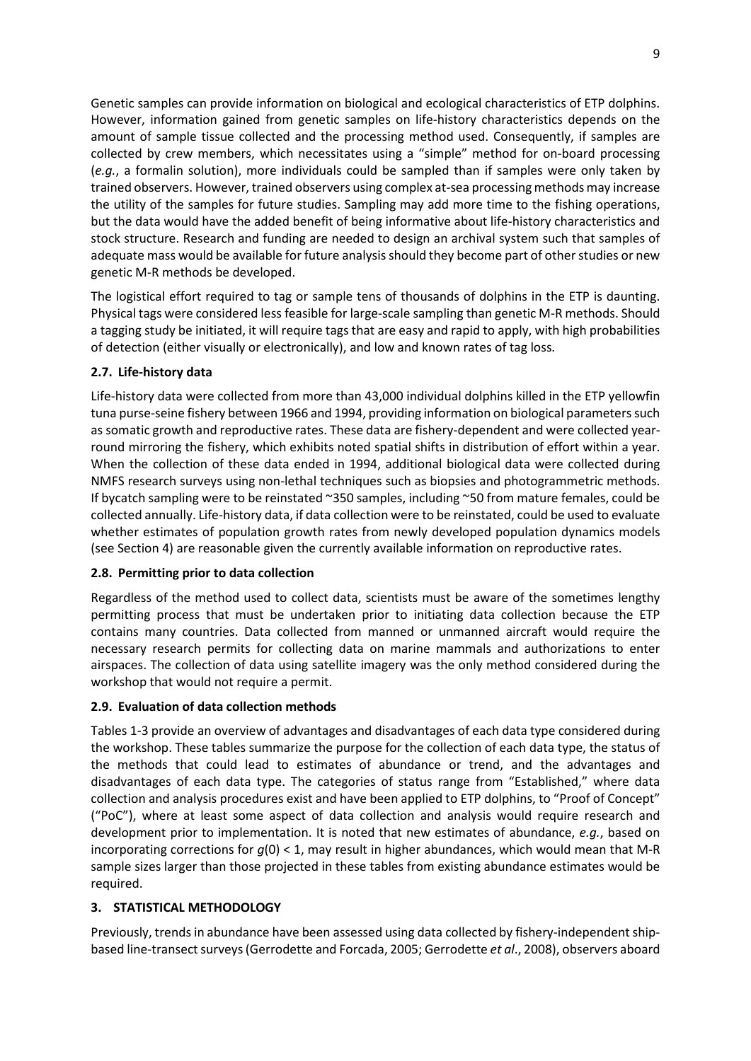Genetic samples can provide information on biological and ecological characteristics of ETP dolphins. However, information gained from genetic samples on life-history characteristics depends on the amount of sample tissue collected and the processing method used. Consequently, if samples are collected by crew members, which necessitates using a "simple" method for on-board processing (*e.g.*, a formalin solution), more individuals could be sampled than if samples were only taken by trained observers. However, trained observers using complex at-sea processing methods may increase the utility of the samples for future studies. Sampling may add more time to the fishing operations, but the data would have the added benefit of being informative about life-history characteristics and stock structure. Research and funding are needed to design an archival system such that samples of adequate mass would be available for future analysis should they become part of other studies or new genetic M-R methods be developed.

The logistical effort required to tag or sample tens of thousands of dolphins in the ETP is daunting. Physical tags were considered less feasible for large-scale sampling than genetic M-R methods. Should a tagging study be initiated, it will require tags that are easy and rapid to apply, with high probabilities of detection (either visually or electronically), and low and known rates of tag loss.

### 2.7. Life-history data

Life-history data were collected from more than 43,000 individual dolphins killed in the ETP yellowfin tuna purse-seine fishery between 1966 and 1994, providing information on biological parameters such as somatic growth and reproductive rates. These data are fishery-dependent and were collected year-round mirroring the fishery, which exhibits noted spatial shifts in distribution of effort within a year. When the collection of these data ended in 1994, additional biological data were collected during NMFS research surveys using non-lethal techniques such as biopsies and photogrammetric methods. If bycatch sampling were to be reinstated ~350 samples, including ~50 from mature females, could be collected annually. Life-history data, if data collection were to be reinstated, could be used to evaluate whether estimates of population growth rates from newly developed population dynamics models (see Section 4) are reasonable given the currently available information on reproductive rates.

### 2.8. Permitting prior to data collection

Regardless of the method used to collect data, scientists must be aware of the sometimes lengthy permitting process that must be undertaken prior to initiating data collection because the ETP contains many countries. Data collected from manned or unmanned aircraft would require the necessary research permits for collecting data on marine mammals and authorizations to enter airspaces. The collection of data using satellite imagery was the only method considered during the workshop that would not require a permit.

### 2.9. Evaluation of data collection methods

Tables 1-3 provide an overview of advantages and disadvantages of each data type considered during the workshop. These tables summarize the purpose for the collection of each data type, the status of the methods that could lead to estimates of abundance or trend, and the advantages and disadvantages of each data type. The categories of status range from "Established," where data collection and analysis procedures exist and have been applied to ETP dolphins, to "Proof of Concept" ("PoC"), where at least some aspect of data collection and analysis would require research and development prior to implementation. It is noted that new estimates of abundance, *e.g.*, based on incorporating corrections for $g(0) < 1$, may result in higher abundances, which would mean that M-R sample sizes larger than those projected in these tables from existing abundance estimates would be required.

## 3. STATISTICAL METHODOLOGY

Previously, trends in abundance have been assessed using data collected by fishery-independent ship-based line-transect surveys (Gerrodette and Forcada, 2005; Gerrodette *et al*., 2008), observers aboard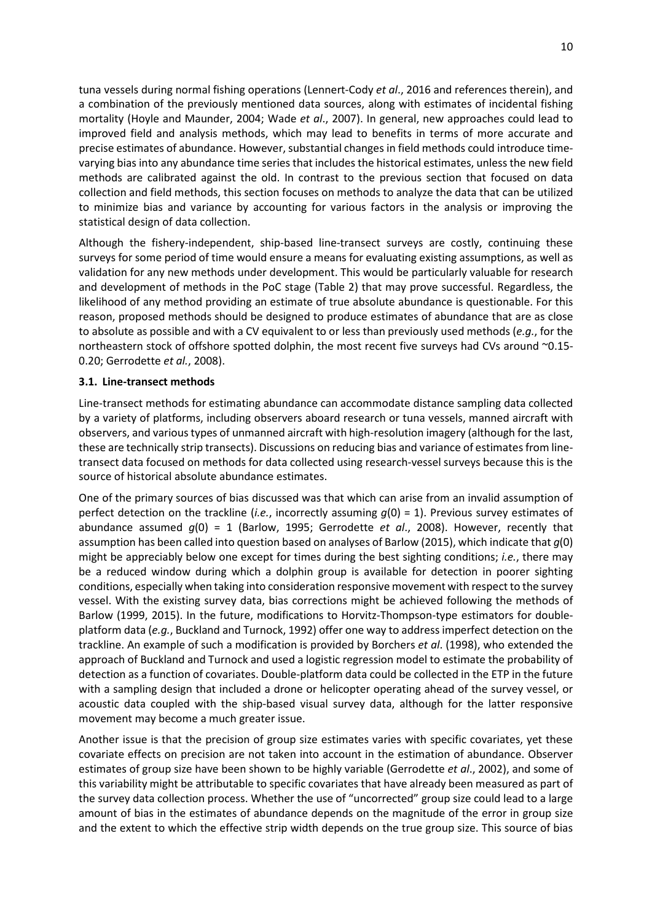tuna vessels during normal fishing operations (Lennert-Cody *et al*., 2016 and references therein), and a combination of the previously mentioned data sources, along with estimates of incidental fishing mortality (Hoyle and Maunder, 2004; Wade *et al*., 2007). In general, new approaches could lead to improved field and analysis methods, which may lead to benefits in terms of more accurate and precise estimates of abundance. However, substantial changes in field methods could introduce time-varying bias into any abundance time series that includes the historical estimates, unless the new field methods are calibrated against the old. In contrast to the previous section that focused on data collection and field methods, this section focuses on methods to analyze the data that can be utilized to minimize bias and variance by accounting for various factors in the analysis or improving the statistical design of data collection.

Although the fishery-independent, ship-based line-transect surveys are costly, continuing these surveys for some period of time would ensure a means for evaluating existing assumptions, as well as validation for any new methods under development. This would be particularly valuable for research and development of methods in the PoC stage (Table 2) that may prove successful. Regardless, the likelihood of any method providing an estimate of true absolute abundance is questionable. For this reason, proposed methods should be designed to produce estimates of abundance that are as close to absolute as possible and with a CV equivalent to or less than previously used methods (*e.g.*, for the northeastern stock of offshore spotted dolphin, the most recent five surveys had CVs around ~0.15-0.20; Gerrodette *et al.*, 2008).

### 3.1. Line-transect methods

Line-transect methods for estimating abundance can accommodate distance sampling data collected by a variety of platforms, including observers aboard research or tuna vessels, manned aircraft with observers, and various types of unmanned aircraft with high-resolution imagery (although for the last, these are technically strip transects). Discussions on reducing bias and variance of estimates from line-transect data focused on methods for data collected using research-vessel surveys because this is the source of historical absolute abundance estimates.

One of the primary sources of bias discussed was that which can arise from an invalid assumption of perfect detection on the trackline (*i.e.*, incorrectly assuming $g(0) = 1$). Previous survey estimates of abundance assumed $g(0) = 1$ (Barlow, 1995; Gerrodette *et al*., 2008). However, recently that assumption has been called into question based on analyses of Barlow (2015), which indicate that $g(0)$ might be appreciably below one except for times during the best sighting conditions; *i.e.*, there may be a reduced window during which a dolphin group is available for detection in poorer sighting conditions, especially when taking into consideration responsive movement with respect to the survey vessel. With the existing survey data, bias corrections might be achieved following the methods of Barlow (1999, 2015). In the future, modifications to Horvitz-Thompson-type estimators for double-platform data (*e.g.*, Buckland and Turnock, 1992) offer one way to address imperfect detection on the trackline. An example of such a modification is provided by Borchers *et al*. (1998), who extended the approach of Buckland and Turnock and used a logistic regression model to estimate the probability of detection as a function of covariates. Double-platform data could be collected in the ETP in the future with a sampling design that included a drone or helicopter operating ahead of the survey vessel, or acoustic data coupled with the ship-based visual survey data, although for the latter responsive movement may become a much greater issue.

Another issue is that the precision of group size estimates varies with specific covariates, yet these covariate effects on precision are not taken into account in the estimation of abundance. Observer estimates of group size have been shown to be highly variable (Gerrodette *et al*., 2002), and some of this variability might be attributable to specific covariates that have already been measured as part of the survey data collection process. Whether the use of "uncorrected" group size could lead to a large amount of bias in the estimates of abundance depends on the magnitude of the error in group size and the extent to which the effective strip width depends on the true group size. This source of bias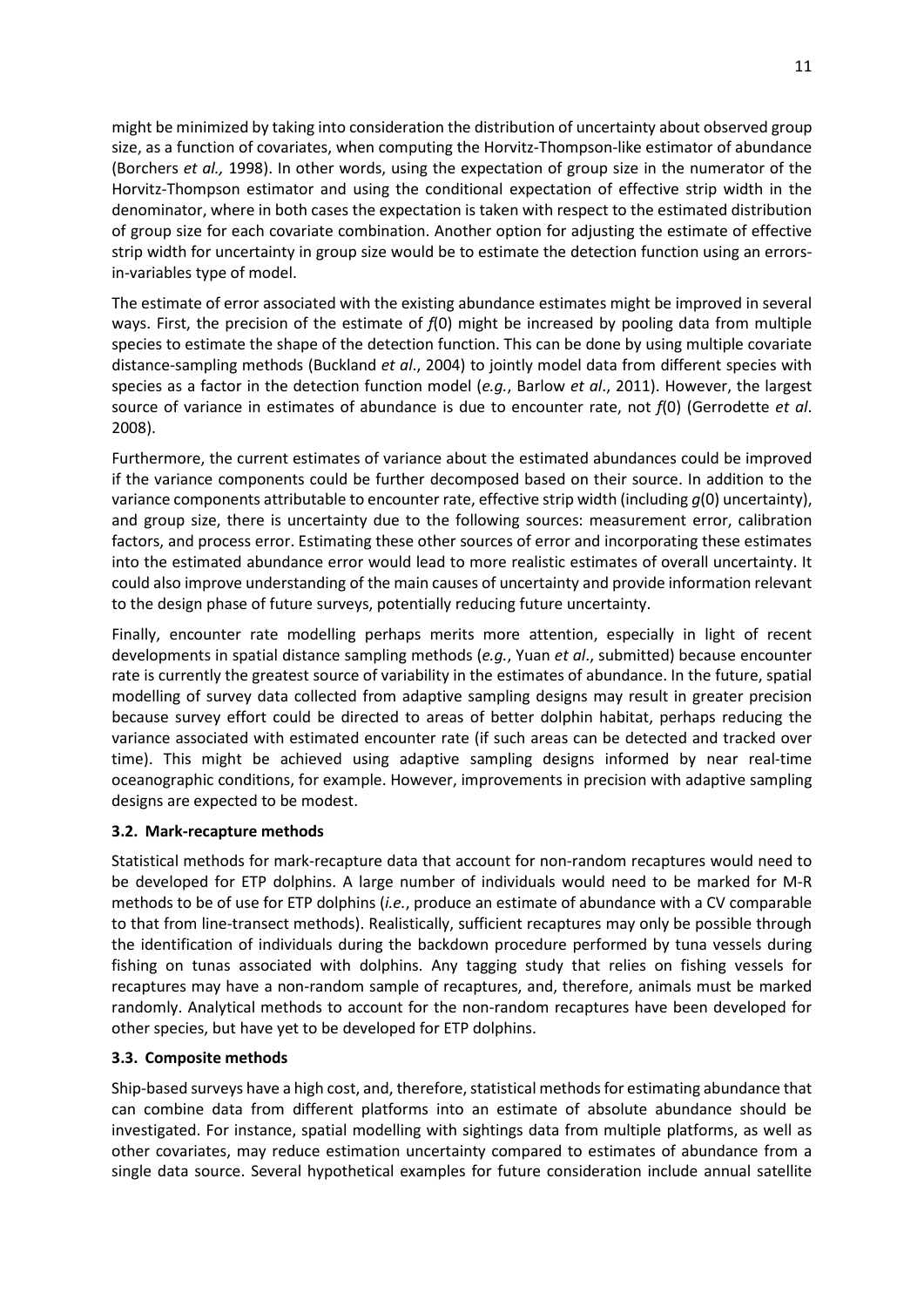might be minimized by taking into consideration the distribution of uncertainty about observed group size, as a function of covariates, when computing the Horvitz-Thompson-like estimator of abundance (Borchers *et al.,* 1998). In other words, using the expectation of group size in the numerator of the Horvitz-Thompson estimator and using the conditional expectation of effective strip width in the denominator, where in both cases the expectation is taken with respect to the estimated distribution of group size for each covariate combination. Another option for adjusting the estimate of effective strip width for uncertainty in group size would be to estimate the detection function using an errors-in-variables type of model.

The estimate of error associated with the existing abundance estimates might be improved in several ways. First, the precision of the estimate of $f(0)$ might be increased by pooling data from multiple species to estimate the shape of the detection function. This can be done by using multiple covariate distance-sampling methods (Buckland *et al*., 2004) to jointly model data from different species with species as a factor in the detection function model (*e.g.*, Barlow *et al*., 2011). However, the largest source of variance in estimates of abundance is due to encounter rate, not $f(0)$ (Gerrodette *et al*. 2008).

Furthermore, the current estimates of variance about the estimated abundances could be improved if the variance components could be further decomposed based on their source. In addition to the variance components attributable to encounter rate, effective strip width (including $g(0)$ uncertainty), and group size, there is uncertainty due to the following sources: measurement error, calibration factors, and process error. Estimating these other sources of error and incorporating these estimates into the estimated abundance error would lead to more realistic estimates of overall uncertainty. It could also improve understanding of the main causes of uncertainty and provide information relevant to the design phase of future surveys, potentially reducing future uncertainty.

Finally, encounter rate modelling perhaps merits more attention, especially in light of recent developments in spatial distance sampling methods (*e.g.*, Yuan *et al*., submitted) because encounter rate is currently the greatest source of variability in the estimates of abundance. In the future, spatial modelling of survey data collected from adaptive sampling designs may result in greater precision because survey effort could be directed to areas of better dolphin habitat, perhaps reducing the variance associated with estimated encounter rate (if such areas can be detected and tracked over time). This might be achieved using adaptive sampling designs informed by near real-time oceanographic conditions, for example. However, improvements in precision with adaptive sampling designs are expected to be modest.

### 3.2. Mark-recapture methods

Statistical methods for mark-recapture data that account for non-random recaptures would need to be developed for ETP dolphins. A large number of individuals would need to be marked for M-R methods to be of use for ETP dolphins (*i.e.*, produce an estimate of abundance with a CV comparable to that from line-transect methods). Realistically, sufficient recaptures may only be possible through the identification of individuals during the backdown procedure performed by tuna vessels during fishing on tunas associated with dolphins. Any tagging study that relies on fishing vessels for recaptures may have a non-random sample of recaptures, and, therefore, animals must be marked randomly. Analytical methods to account for the non-random recaptures have been developed for other species, but have yet to be developed for ETP dolphins.

### 3.3. Composite methods

Ship-based surveys have a high cost, and, therefore, statistical methods for estimating abundance that can combine data from different platforms into an estimate of absolute abundance should be investigated. For instance, spatial modelling with sightings data from multiple platforms, as well as other covariates, may reduce estimation uncertainty compared to estimates of abundance from a single data source. Several hypothetical examples for future consideration include annual satellite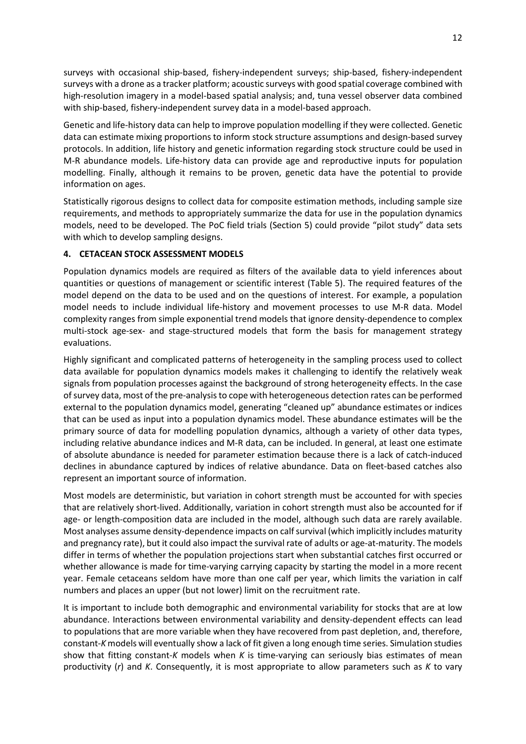surveys with occasional ship-based, fishery-independent surveys; ship-based, fishery-independent surveys with a drone as a tracker platform; acoustic surveys with good spatial coverage combined with high-resolution imagery in a model-based spatial analysis; and, tuna vessel observer data combined with ship-based, fishery-independent survey data in a model-based approach.

Genetic and life-history data can help to improve population modelling if they were collected. Genetic data can estimate mixing proportions to inform stock structure assumptions and design-based survey protocols. In addition, life history and genetic information regarding stock structure could be used in M-R abundance models. Life-history data can provide age and reproductive inputs for population modelling. Finally, although it remains to be proven, genetic data have the potential to provide information on ages.

Statistically rigorous designs to collect data for composite estimation methods, including sample size requirements, and methods to appropriately summarize the data for use in the population dynamics models, need to be developed. The PoC field trials (Section 5) could provide "pilot study" data sets with which to develop sampling designs.

## 4. CETACEAN STOCK ASSESSMENT MODELS

Population dynamics models are required as filters of the available data to yield inferences about quantities or questions of management or scientific interest (Table 5). The required features of the model depend on the data to be used and on the questions of interest. For example, a population model needs to include individual life-history and movement processes to use M-R data. Model complexity ranges from simple exponential trend models that ignore density-dependence to complex multi-stock age-sex- and stage-structured models that form the basis for management strategy evaluations.

Highly significant and complicated patterns of heterogeneity in the sampling process used to collect data available for population dynamics models makes it challenging to identify the relatively weak signals from population processes against the background of strong heterogeneity effects. In the case of survey data, most of the pre-analysis to cope with heterogeneous detection rates can be performed external to the population dynamics model, generating "cleaned up" abundance estimates or indices that can be used as input into a population dynamics model. These abundance estimates will be the primary source of data for modelling population dynamics, although a variety of other data types, including relative abundance indices and M-R data, can be included. In general, at least one estimate of absolute abundance is needed for parameter estimation because there is a lack of catch-induced declines in abundance captured by indices of relative abundance. Data on fleet-based catches also represent an important source of information.

Most models are deterministic, but variation in cohort strength must be accounted for with species that are relatively short-lived. Additionally, variation in cohort strength must also be accounted for if age- or length-composition data are included in the model, although such data are rarely available. Most analyses assume density-dependence impacts on calf survival (which implicitly includes maturity and pregnancy rate), but it could also impact the survival rate of adults or age-at-maturity. The models differ in terms of whether the population projections start when substantial catches first occurred or whether allowance is made for time-varying carrying capacity by starting the model in a more recent year. Female cetaceans seldom have more than one calf per year, which limits the variation in calf numbers and places an upper (but not lower) limit on the recruitment rate.

It is important to include both demographic and environmental variability for stocks that are at low abundance. Interactions between environmental variability and density-dependent effects can lead to populations that are more variable when they have recovered from past depletion, and, therefore, constant-$K$ models will eventually show a lack of fit given a long enough time series. Simulation studies show that fitting constant-$K$ models when $K$ is time-varying can seriously bias estimates of mean productivity ($r$) and $K$. Consequently, it is most appropriate to allow parameters such as $K$ to vary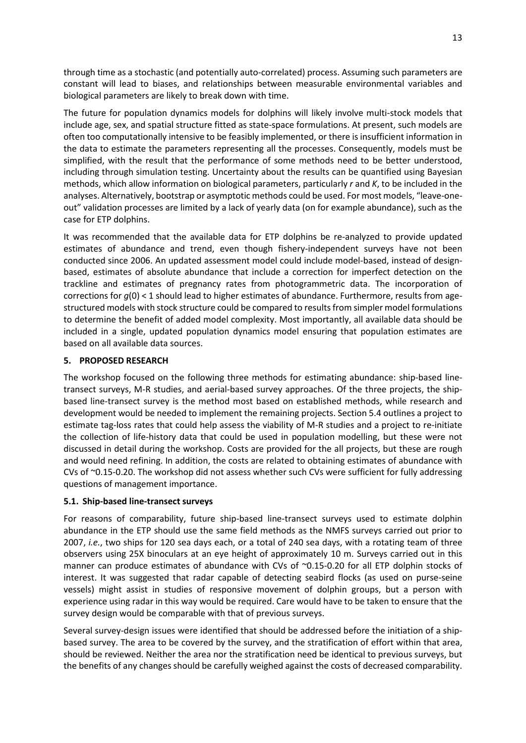through time as a stochastic (and potentially auto-correlated) process. Assuming such parameters are constant will lead to biases, and relationships between measurable environmental variables and biological parameters are likely to break down with time.

The future for population dynamics models for dolphins will likely involve multi-stock models that include age, sex, and spatial structure fitted as state-space formulations. At present, such models are often too computationally intensive to be feasibly implemented, or there is insufficient information in the data to estimate the parameters representing all the processes. Consequently, models must be simplified, with the result that the performance of some methods need to be better understood, including through simulation testing. Uncertainty about the results can be quantified using Bayesian methods, which allow information on biological parameters, particularly $r$ and $K$, to be included in the analyses. Alternatively, bootstrap or asymptotic methods could be used. For most models, "leave-one-out" validation processes are limited by a lack of yearly data (on for example abundance), such as the case for ETP dolphins.

It was recommended that the available data for ETP dolphins be re-analyzed to provide updated estimates of abundance and trend, even though fishery-independent surveys have not been conducted since 2006. An updated assessment model could include model-based, instead of design-based, estimates of absolute abundance that include a correction for imperfect detection on the trackline and estimates of pregnancy rates from photogrammetric data. The incorporation of corrections for $g(0) < 1$ should lead to higher estimates of abundance. Furthermore, results from age-structured models with stock structure could be compared to results from simpler model formulations to determine the benefit of added model complexity. Most importantly, all available data should be included in a single, updated population dynamics model ensuring that population estimates are based on all available data sources.

## 5. PROPOSED RESEARCH

The workshop focused on the following three methods for estimating abundance: ship-based line-transect surveys, M-R studies, and aerial-based survey approaches. Of the three projects, the ship-based line-transect survey is the method most based on established methods, while research and development would be needed to implement the remaining projects. Section 5.4 outlines a project to estimate tag-loss rates that could help assess the viability of M-R studies and a project to re-initiate the collection of life-history data that could be used in population modelling, but these were not discussed in detail during the workshop. Costs are provided for the all projects, but these are rough and would need refining. In addition, the costs are related to obtaining estimates of abundance with CVs of ~0.15-0.20. The workshop did not assess whether such CVs were sufficient for fully addressing questions of management importance.

### 5.1. Ship-based line-transect surveys

For reasons of comparability, future ship-based line-transect surveys used to estimate dolphin abundance in the ETP should use the same field methods as the NMFS surveys carried out prior to 2007, *i.e.*, two ships for 120 sea days each, or a total of 240 sea days, with a rotating team of three observers using 25X binoculars at an eye height of approximately 10 m. Surveys carried out in this manner can produce estimates of abundance with CVs of ~0.15-0.20 for all ETP dolphin stocks of interest. It was suggested that radar capable of detecting seabird flocks (as used on purse-seine vessels) might assist in studies of responsive movement of dolphin groups, but a person with experience using radar in this way would be required. Care would have to be taken to ensure that the survey design would be comparable with that of previous surveys.

Several survey-design issues were identified that should be addressed before the initiation of a ship-based survey. The area to be covered by the survey, and the stratification of effort within that area, should be reviewed. Neither the area nor the stratification need be identical to previous surveys, but the benefits of any changes should be carefully weighed against the costs of decreased comparability.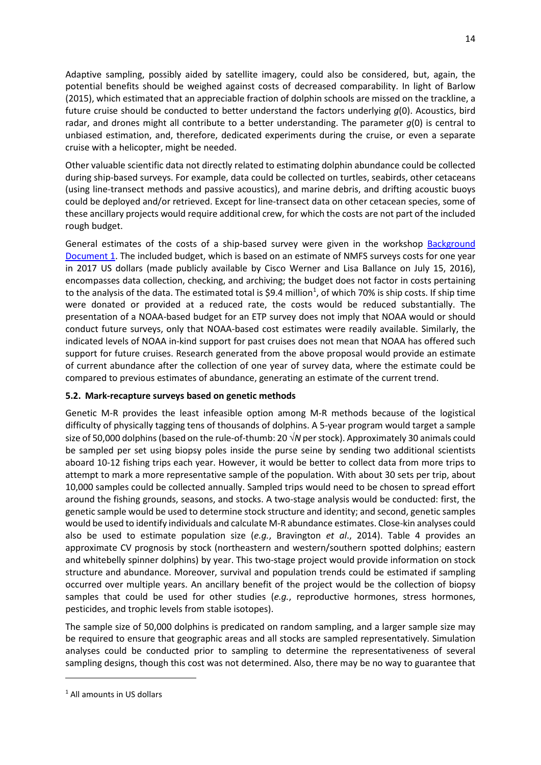Adaptive sampling, possibly aided by satellite imagery, could also be considered, but, again, the potential benefits should be weighed against costs of decreased comparability. In light of Barlow (2015), which estimated that an appreciable fraction of dolphin schools are missed on the trackline, a future cruise should be conducted to better understand the factors underlying $g(0)$. Acoustics, bird radar, and drones might all contribute to a better understanding. The parameter $g(0)$ is central to unbiased estimation, and, therefore, dedicated experiments during the cruise, or even a separate cruise with a helicopter, might be needed.

Other valuable scientific data not directly related to estimating dolphin abundance could be collected during ship-based surveys. For example, data could be collected on turtles, seabirds, other cetaceans (using line-transect methods and passive acoustics), and marine debris, and drifting acoustic buoys could be deployed and/or retrieved. Except for line-transect data on other cetacean species, some of these ancillary projects would require additional crew, for which the costs are not part of the included rough budget.

General estimates of the costs of a ship-based survey were given in the workshop Background Document 1. The included budget, which is based on an estimate of NMFS surveys costs for one year in 2017 US dollars (made publicly available by Cisco Werner and Lisa Ballance on July 15, 2016), encompasses data collection, checking, and archiving; the budget does not factor in costs pertaining to the analysis of the data. The estimated total is \$9.4 million[1], of which 70% is ship costs. If ship time were donated or provided at a reduced rate, the costs would be reduced substantially. The presentation of a NOAA-based budget for an ETP survey does not imply that NOAA would or should conduct future surveys, only that NOAA-based cost estimates were readily available. Similarly, the indicated levels of NOAA in-kind support for past cruises does not mean that NOAA has offered such support for future cruises. Research generated from the above proposal would provide an estimate of current abundance after the collection of one year of survey data, where the estimate could be compared to previous estimates of abundance, generating an estimate of the current trend.

### 5.2. Mark-recapture surveys based on genetic methods

Genetic M-R provides the least infeasible option among M-R methods because of the logistical difficulty of physically tagging tens of thousands of dolphins. A 5-year program would target a sample size of 50,000 dolphins (based on the rule-of-thumb: 20 $\sqrt{N}$ per stock). Approximately 30 animals could be sampled per set using biopsy poles inside the purse seine by sending two additional scientists aboard 10-12 fishing trips each year. However, it would be better to collect data from more trips to attempt to mark a more representative sample of the population. With about 30 sets per trip, about 10,000 samples could be collected annually. Sampled trips would need to be chosen to spread effort around the fishing grounds, seasons, and stocks. A two-stage analysis would be conducted: first, the genetic sample would be used to determine stock structure and identity; and second, genetic samples would be used to identify individuals and calculate M-R abundance estimates. Close-kin analyses could also be used to estimate population size (*e.g.*, Bravington *et al*., 2014). Table 4 provides an approximate CV prognosis by stock (northeastern and western/southern spotted dolphins; eastern and whitebelly spinner dolphins) by year. This two-stage project would provide information on stock structure and abundance. Moreover, survival and population trends could be estimated if sampling occurred over multiple years. An ancillary benefit of the project would be the collection of biopsy samples that could be used for other studies (*e.g.*, reproductive hormones, stress hormones, pesticides, and trophic levels from stable isotopes).

The sample size of 50,000 dolphins is predicated on random sampling, and a larger sample size may be required to ensure that geographic areas and all stocks are sampled representatively. Simulation analyses could be conducted prior to sampling to determine the representativeness of several sampling designs, though this cost was not determined. Also, there may be no way to guarantee that

[1] All amounts in US dollars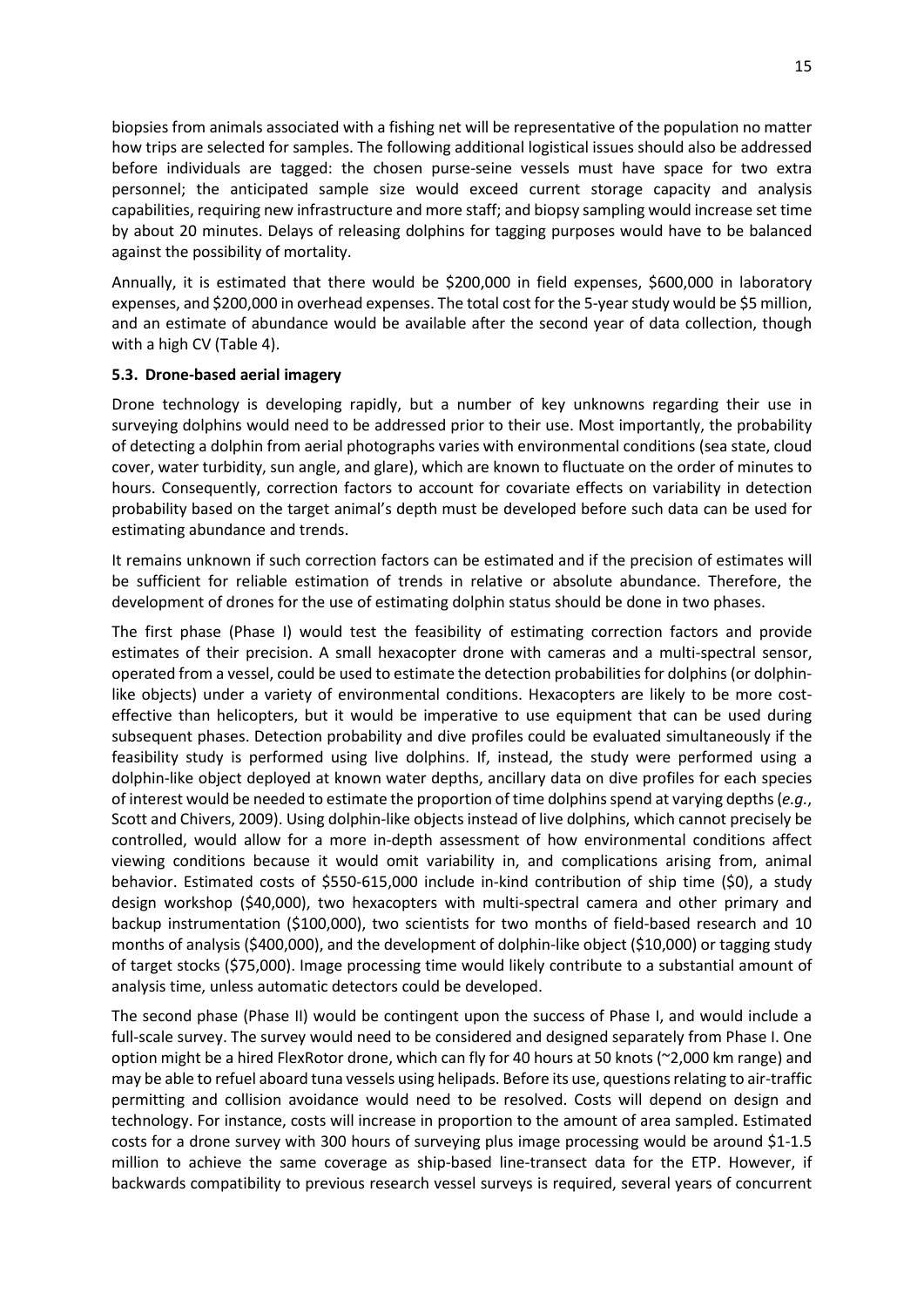biopsies from animals associated with a fishing net will be representative of the population no matter how trips are selected for samples. The following additional logistical issues should also be addressed before individuals are tagged: the chosen purse-seine vessels must have space for two extra personnel; the anticipated sample size would exceed current storage capacity and analysis capabilities, requiring new infrastructure and more staff; and biopsy sampling would increase set time by about 20 minutes. Delays of releasing dolphins for tagging purposes would have to be balanced against the possibility of mortality.

Annually, it is estimated that there would be $200,000 in field expenses, $600,000 in laboratory expenses, and $200,000 in overhead expenses. The total cost for the 5-year study would be $5 million, and an estimate of abundance would be available after the second year of data collection, though with a high CV (Table 4).

### 5.3. Drone-based aerial imagery

Drone technology is developing rapidly, but a number of key unknowns regarding their use in surveying dolphins would need to be addressed prior to their use. Most importantly, the probability of detecting a dolphin from aerial photographs varies with environmental conditions (sea state, cloud cover, water turbidity, sun angle, and glare), which are known to fluctuate on the order of minutes to hours. Consequently, correction factors to account for covariate effects on variability in detection probability based on the target animal's depth must be developed before such data can be used for estimating abundance and trends.

It remains unknown if such correction factors can be estimated and if the precision of estimates will be sufficient for reliable estimation of trends in relative or absolute abundance. Therefore, the development of drones for the use of estimating dolphin status should be done in two phases.

The first phase (Phase I) would test the feasibility of estimating correction factors and provide estimates of their precision. A small hexacopter drone with cameras and a multi-spectral sensor, operated from a vessel, could be used to estimate the detection probabilities for dolphins (or dolphin-like objects) under a variety of environmental conditions. Hexacopters are likely to be more cost-effective than helicopters, but it would be imperative to use equipment that can be used during subsequent phases. Detection probability and dive profiles could be evaluated simultaneously if the feasibility study is performed using live dolphins. If, instead, the study were performed using a dolphin-like object deployed at known water depths, ancillary data on dive profiles for each species of interest would be needed to estimate the proportion of time dolphins spend at varying depths (*e.g.*, Scott and Chivers, 2009). Using dolphin-like objects instead of live dolphins, which cannot precisely be controlled, would allow for a more in-depth assessment of how environmental conditions affect viewing conditions because it would omit variability in, and complications arising from, animal behavior. Estimated costs of $550-615,000 include in-kind contribution of ship time ($0), a study design workshop ($40,000), two hexacopters with multi-spectral camera and other primary and backup instrumentation ($100,000), two scientists for two months of field-based research and 10 months of analysis ($400,000), and the development of dolphin-like object ($10,000) or tagging study of target stocks ($75,000). Image processing time would likely contribute to a substantial amount of analysis time, unless automatic detectors could be developed.

The second phase (Phase II) would be contingent upon the success of Phase I, and would include a full-scale survey. The survey would need to be considered and designed separately from Phase I. One option might be a hired FlexRotor drone, which can fly for 40 hours at 50 knots (~2,000 km range) and may be able to refuel aboard tuna vessels using helipads. Before its use, questions relating to air-traffic permitting and collision avoidance would need to be resolved. Costs will depend on design and technology. For instance, costs will increase in proportion to the amount of area sampled. Estimated costs for a drone survey with 300 hours of surveying plus image processing would be around $1-1.5 million to achieve the same coverage as ship-based line-transect data for the ETP. However, if backwards compatibility to previous research vessel surveys is required, several years of concurrent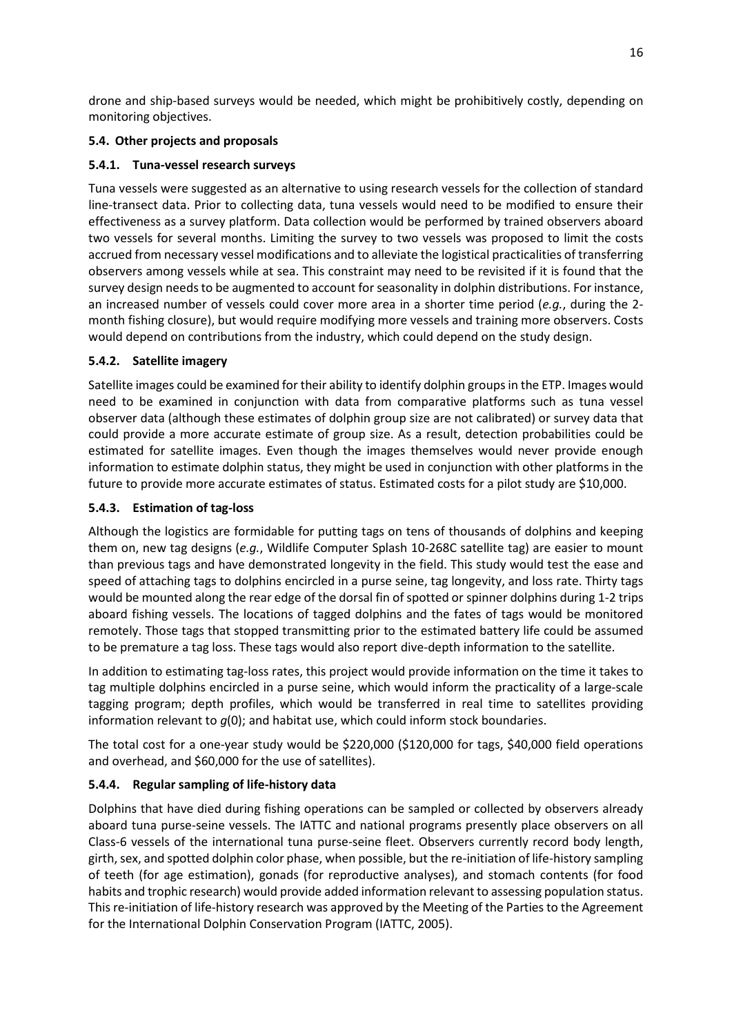drone and ship-based surveys would be needed, which might be prohibitively costly, depending on monitoring objectives.

### 5.4. Other projects and proposals

#### 5.4.1. Tuna-vessel research surveys

Tuna vessels were suggested as an alternative to using research vessels for the collection of standard line-transect data. Prior to collecting data, tuna vessels would need to be modified to ensure their effectiveness as a survey platform. Data collection would be performed by trained observers aboard two vessels for several months. Limiting the survey to two vessels was proposed to limit the costs accrued from necessary vessel modifications and to alleviate the logistical practicalities of transferring observers among vessels while at sea. This constraint may need to be revisited if it is found that the survey design needs to be augmented to account for seasonality in dolphin distributions. For instance, an increased number of vessels could cover more area in a shorter time period (*e.g.*, during the 2-month fishing closure), but would require modifying more vessels and training more observers. Costs would depend on contributions from the industry, which could depend on the study design.

#### 5.4.2. Satellite imagery

Satellite images could be examined for their ability to identify dolphin groups in the ETP. Images would need to be examined in conjunction with data from comparative platforms such as tuna vessel observer data (although these estimates of dolphin group size are not calibrated) or survey data that could provide a more accurate estimate of group size. As a result, detection probabilities could be estimated for satellite images. Even though the images themselves would never provide enough information to estimate dolphin status, they might be used in conjunction with other platforms in the future to provide more accurate estimates of status. Estimated costs for a pilot study are $10,000.

#### 5.4.3. Estimation of tag-loss

Although the logistics are formidable for putting tags on tens of thousands of dolphins and keeping them on, new tag designs (*e.g.*, Wildlife Computer Splash 10-268C satellite tag) are easier to mount than previous tags and have demonstrated longevity in the field. This study would test the ease and speed of attaching tags to dolphins encircled in a purse seine, tag longevity, and loss rate. Thirty tags would be mounted along the rear edge of the dorsal fin of spotted or spinner dolphins during 1-2 trips aboard fishing vessels. The locations of tagged dolphins and the fates of tags would be monitored remotely. Those tags that stopped transmitting prior to the estimated battery life could be assumed to be premature a tag loss. These tags would also report dive-depth information to the satellite.

In addition to estimating tag-loss rates, this project would provide information on the time it takes to tag multiple dolphins encircled in a purse seine, which would inform the practicality of a large-scale tagging program; depth profiles, which would be transferred in real time to satellites providing information relevant to $g(0)$; and habitat use, which could inform stock boundaries.

The total cost for a one-year study would be $220,000 ($120,000 for tags, $40,000 field operations and overhead, and $60,000 for the use of satellites).

#### 5.4.4. Regular sampling of life-history data

Dolphins that have died during fishing operations can be sampled or collected by observers already aboard tuna purse-seine vessels. The IATTC and national programs presently place observers on all Class-6 vessels of the international tuna purse-seine fleet. Observers currently record body length, girth, sex, and spotted dolphin color phase, when possible, but the re-initiation of life-history sampling of teeth (for age estimation), gonads (for reproductive analyses), and stomach contents (for food habits and trophic research) would provide added information relevant to assessing population status. This re-initiation of life-history research was approved by the Meeting of the Parties to the Agreement for the International Dolphin Conservation Program (IATTC, 2005).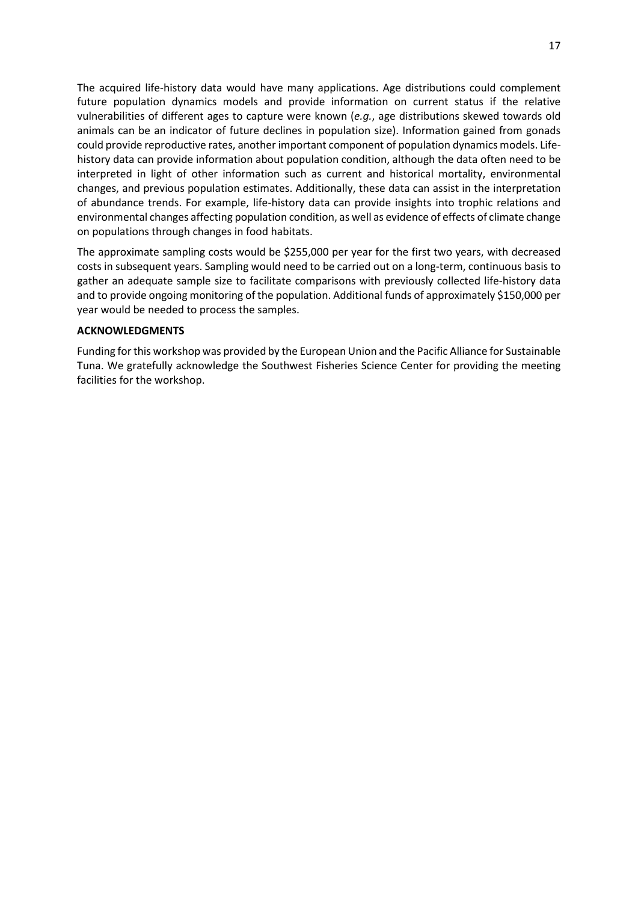The acquired life-history data would have many applications. Age distributions could complement future population dynamics models and provide information on current status if the relative vulnerabilities of different ages to capture were known (*e.g.*, age distributions skewed towards old animals can be an indicator of future declines in population size). Information gained from gonads could provide reproductive rates, another important component of population dynamics models. Life-history data can provide information about population condition, although the data often need to be interpreted in light of other information such as current and historical mortality, environmental changes, and previous population estimates. Additionally, these data can assist in the interpretation of abundance trends. For example, life-history data can provide insights into trophic relations and environmental changes affecting population condition, as well as evidence of effects of climate change on populations through changes in food habitats.

The approximate sampling costs would be $255,000 per year for the first two years, with decreased costs in subsequent years. Sampling would need to be carried out on a long-term, continuous basis to gather an adequate sample size to facilitate comparisons with previously collected life-history data and to provide ongoing monitoring of the population. Additional funds of approximately $150,000 per year would be needed to process the samples.

**ACKNOWLEDGMENTS**

Funding for this workshop was provided by the European Union and the Pacific Alliance for Sustainable Tuna. We gratefully acknowledge the Southwest Fisheries Science Center for providing the meeting facilities for the workshop.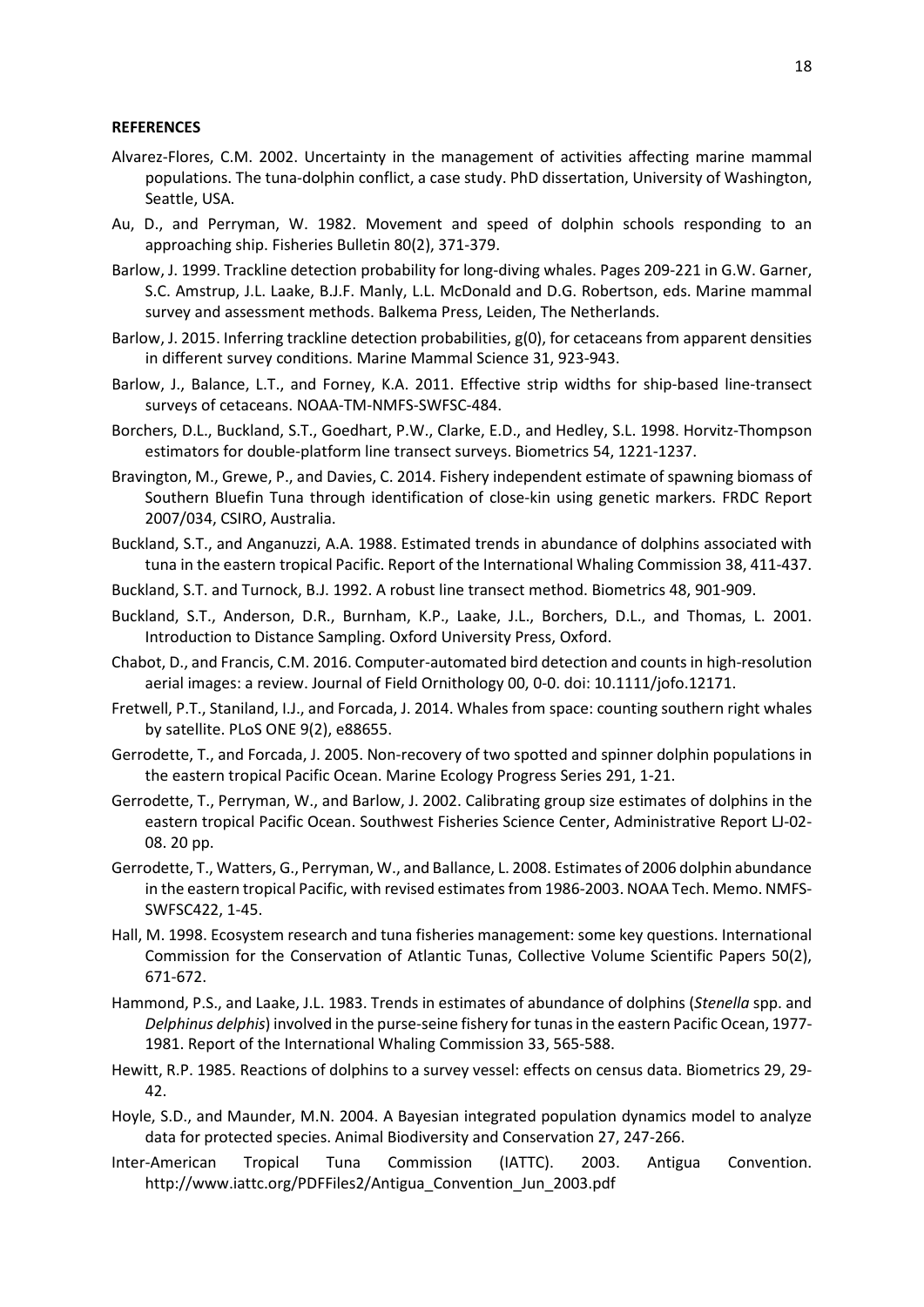**REFERENCES**

Alvarez-Flores, C.M. 2002. Uncertainty in the management of activities affecting marine mammal populations. The tuna-dolphin conflict, a case study. PhD dissertation, University of Washington, Seattle, USA.

Au, D., and Perryman, W. 1982. Movement and speed of dolphin schools responding to an approaching ship. Fisheries Bulletin 80(2), 371-379.

Barlow, J. 1999. Trackline detection probability for long-diving whales. Pages 209-221 in G.W. Garner, S.C. Amstrup, J.L. Laake, B.J.F. Manly, L.L. McDonald and D.G. Robertson, eds. Marine mammal survey and assessment methods. Balkema Press, Leiden, The Netherlands.

Barlow, J. 2015. Inferring trackline detection probabilities, g(0), for cetaceans from apparent densities in different survey conditions. Marine Mammal Science 31, 923-943.

Barlow, J., Balance, L.T., and Forney, K.A. 2011. Effective strip widths for ship-based line-transect surveys of cetaceans. NOAA-TM-NMFS-SWFSC-484.

Borchers, D.L., Buckland, S.T., Goedhart, P.W., Clarke, E.D., and Hedley, S.L. 1998. Horvitz-Thompson estimators for double-platform line transect surveys. Biometrics 54, 1221-1237.

Bravington, M., Grewe, P., and Davies, C. 2014. Fishery independent estimate of spawning biomass of Southern Bluefin Tuna through identification of close-kin using genetic markers. FRDC Report 2007/034, CSIRO, Australia.

Buckland, S.T., and Anganuzzi, A.A. 1988. Estimated trends in abundance of dolphins associated with tuna in the eastern tropical Pacific. Report of the International Whaling Commission 38, 411-437.

Buckland, S.T. and Turnock, B.J. 1992. A robust line transect method. Biometrics 48, 901-909.

Buckland, S.T., Anderson, D.R., Burnham, K.P., Laake, J.L., Borchers, D.L., and Thomas, L. 2001. Introduction to Distance Sampling. Oxford University Press, Oxford.

Chabot, D., and Francis, C.M. 2016. Computer-automated bird detection and counts in high-resolution aerial images: a review. Journal of Field Ornithology 00, 0-0. doi: 10.1111/jofo.12171.

Fretwell, P.T., Staniland, I.J., and Forcada, J. 2014. Whales from space: counting southern right whales by satellite. PLoS ONE 9(2), e88655.

Gerrodette, T., and Forcada, J. 2005. Non-recovery of two spotted and spinner dolphin populations in the eastern tropical Pacific Ocean. Marine Ecology Progress Series 291, 1-21.

Gerrodette, T., Perryman, W., and Barlow, J. 2002. Calibrating group size estimates of dolphins in the eastern tropical Pacific Ocean. Southwest Fisheries Science Center, Administrative Report LJ-02-08. 20 pp.

Gerrodette, T., Watters, G., Perryman, W., and Ballance, L. 2008. Estimates of 2006 dolphin abundance in the eastern tropical Pacific, with revised estimates from 1986-2003. NOAA Tech. Memo. NMFS-SWFSC422, 1-45.

Hall, M. 1998. Ecosystem research and tuna fisheries management: some key questions. International Commission for the Conservation of Atlantic Tunas, Collective Volume Scientific Papers 50(2), 671-672.

Hammond, P.S., and Laake, J.L. 1983. Trends in estimates of abundance of dolphins (*Stenella* spp. and *Delphinus delphis*) involved in the purse-seine fishery for tunas in the eastern Pacific Ocean, 1977-1981. Report of the International Whaling Commission 33, 565-588.

Hewitt, R.P. 1985. Reactions of dolphins to a survey vessel: effects on census data. Biometrics 29, 29-42.

Hoyle, S.D., and Maunder, M.N. 2004. A Bayesian integrated population dynamics model to analyze data for protected species. Animal Biodiversity and Conservation 27, 247-266.

Inter-American Tropical Tuna Commission (IATTC). 2003. Antigua Convention. http://www.iattc.org/PDFFiles2/Antigua_Convention_Jun_2003.pdf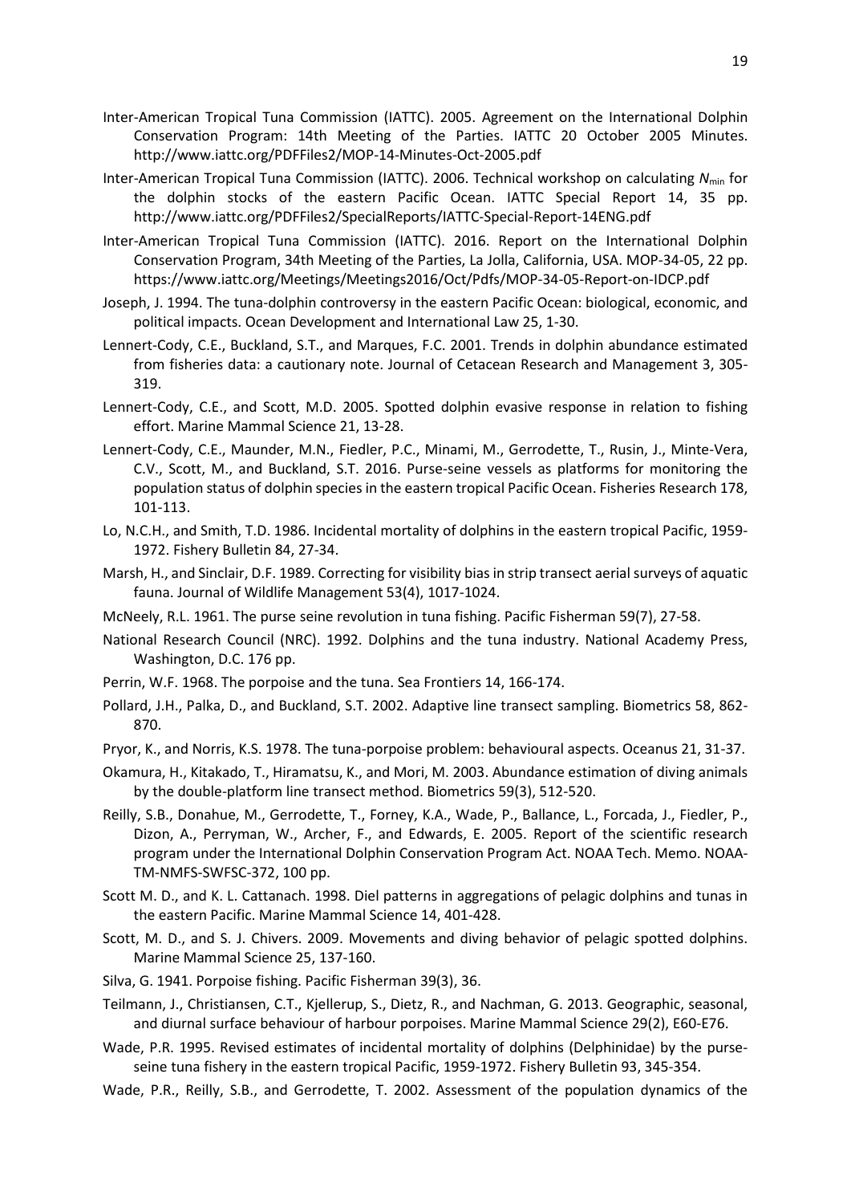Inter-American Tropical Tuna Commission (IATTC). 2005. Agreement on the International Dolphin Conservation Program: 14th Meeting of the Parties. IATTC 20 October 2005 Minutes. http://www.iattc.org/PDFFiles2/MOP-14-Minutes-Oct-2005.pdf

Inter-American Tropical Tuna Commission (IATTC). 2006. Technical workshop on calculating $N_{\min}$ for the dolphin stocks of the eastern Pacific Ocean. IATTC Special Report 14, 35 pp. http://www.iattc.org/PDFFiles2/SpecialReports/IATTC-Special-Report-14ENG.pdf

Inter-American Tropical Tuna Commission (IATTC). 2016. Report on the International Dolphin Conservation Program, 34th Meeting of the Parties, La Jolla, California, USA. MOP-34-05, 22 pp. https://www.iattc.org/Meetings/Meetings2016/Oct/Pdfs/MOP-34-05-Report-on-IDCP.pdf

Joseph, J. 1994. The tuna-dolphin controversy in the eastern Pacific Ocean: biological, economic, and political impacts. Ocean Development and International Law 25, 1-30.

Lennert-Cody, C.E., Buckland, S.T., and Marques, F.C. 2001. Trends in dolphin abundance estimated from fisheries data: a cautionary note. Journal of Cetacean Research and Management 3, 305-319.

Lennert-Cody, C.E., and Scott, M.D. 2005. Spotted dolphin evasive response in relation to fishing effort. Marine Mammal Science 21, 13-28.

Lennert-Cody, C.E., Maunder, M.N., Fiedler, P.C., Minami, M., Gerrodette, T., Rusin, J., Minte-Vera, C.V., Scott, M., and Buckland, S.T. 2016. Purse-seine vessels as platforms for monitoring the population status of dolphin species in the eastern tropical Pacific Ocean. Fisheries Research 178, 101-113.

Lo, N.C.H., and Smith, T.D. 1986. Incidental mortality of dolphins in the eastern tropical Pacific, 1959-1972. Fishery Bulletin 84, 27-34.

Marsh, H., and Sinclair, D.F. 1989. Correcting for visibility bias in strip transect aerial surveys of aquatic fauna. Journal of Wildlife Management 53(4), 1017-1024.

McNeely, R.L. 1961. The purse seine revolution in tuna fishing. Pacific Fisherman 59(7), 27-58.

National Research Council (NRC). 1992. Dolphins and the tuna industry. National Academy Press, Washington, D.C. 176 pp.

Perrin, W.F. 1968. The porpoise and the tuna. Sea Frontiers 14, 166-174.

Pollard, J.H., Palka, D., and Buckland, S.T. 2002. Adaptive line transect sampling. Biometrics 58, 862-870.

Pryor, K., and Norris, K.S. 1978. The tuna-porpoise problem: behavioural aspects. Oceanus 21, 31-37.

Okamura, H., Kitakado, T., Hiramatsu, K., and Mori, M. 2003. Abundance estimation of diving animals by the double-platform line transect method. Biometrics 59(3), 512-520.

Reilly, S.B., Donahue, M., Gerrodette, T., Forney, K.A., Wade, P., Ballance, L., Forcada, J., Fiedler, P., Dizon, A., Perryman, W., Archer, F., and Edwards, E. 2005. Report of the scientific research program under the International Dolphin Conservation Program Act. NOAA Tech. Memo. NOAA-TM-NMFS-SWFSC-372, 100 pp.

Scott M. D., and K. L. Cattanach. 1998. Diel patterns in aggregations of pelagic dolphins and tunas in the eastern Pacific. Marine Mammal Science 14, 401-428.

Scott, M. D., and S. J. Chivers. 2009. Movements and diving behavior of pelagic spotted dolphins. Marine Mammal Science 25, 137-160.

Silva, G. 1941. Porpoise fishing. Pacific Fisherman 39(3), 36.

Teilmann, J., Christiansen, C.T., Kjellerup, S., Dietz, R., and Nachman, G. 2013. Geographic, seasonal, and diurnal surface behaviour of harbour porpoises. Marine Mammal Science 29(2), E60-E76.

Wade, P.R. 1995. Revised estimates of incidental mortality of dolphins (Delphinidae) by the purse-seine tuna fishery in the eastern tropical Pacific, 1959-1972. Fishery Bulletin 93, 345-354.

Wade, P.R., Reilly, S.B., and Gerrodette, T. 2002. Assessment of the population dynamics of the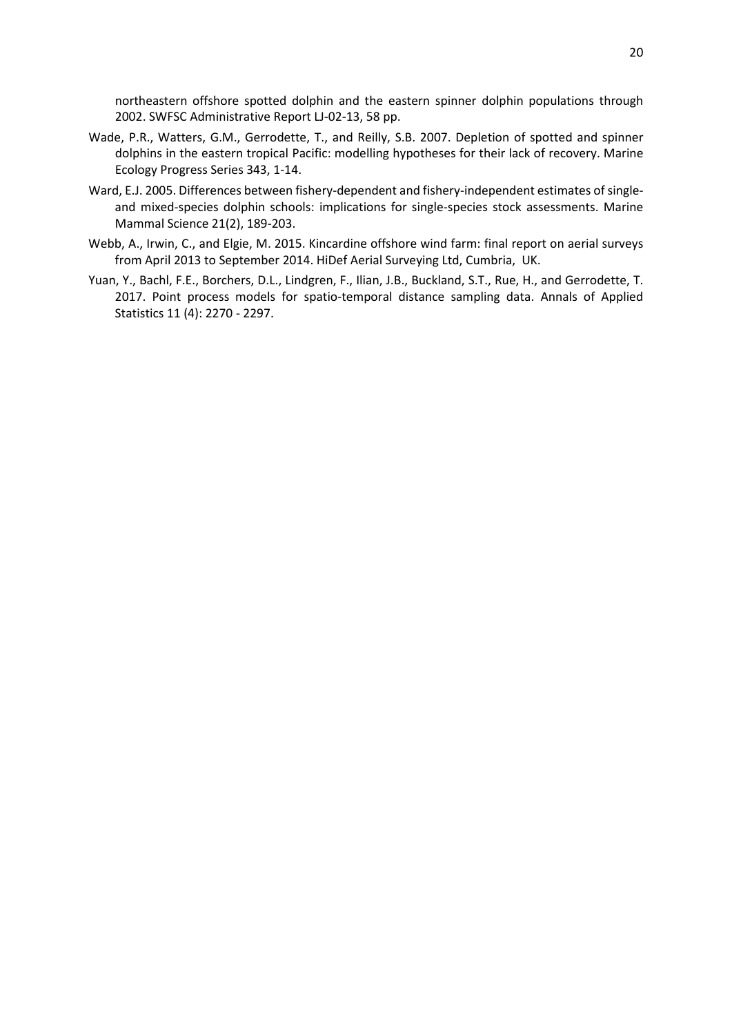northeastern offshore spotted dolphin and the eastern spinner dolphin populations through 2002. SWFSC Administrative Report LJ-02-13, 58 pp.

Wade, P.R., Watters, G.M., Gerrodette, T., and Reilly, S.B. 2007. Depletion of spotted and spinner dolphins in the eastern tropical Pacific: modelling hypotheses for their lack of recovery. Marine Ecology Progress Series 343, 1-14.

Ward, E.J. 2005. Differences between fishery-dependent and fishery-independent estimates of single- and mixed-species dolphin schools: implications for single-species stock assessments. Marine Mammal Science 21(2), 189-203.

Webb, A., Irwin, C., and Elgie, M. 2015. Kincardine offshore wind farm: final report on aerial surveys from April 2013 to September 2014. HiDef Aerial Surveying Ltd, Cumbria, UK.

Yuan, Y., Bachl, F.E., Borchers, D.L., Lindgren, F., Ilian, J.B., Buckland, S.T., Rue, H., and Gerrodette, T. 2017. Point process models for spatio-temporal distance sampling data. Annals of Applied Statistics 11 (4): 2270 - 2297.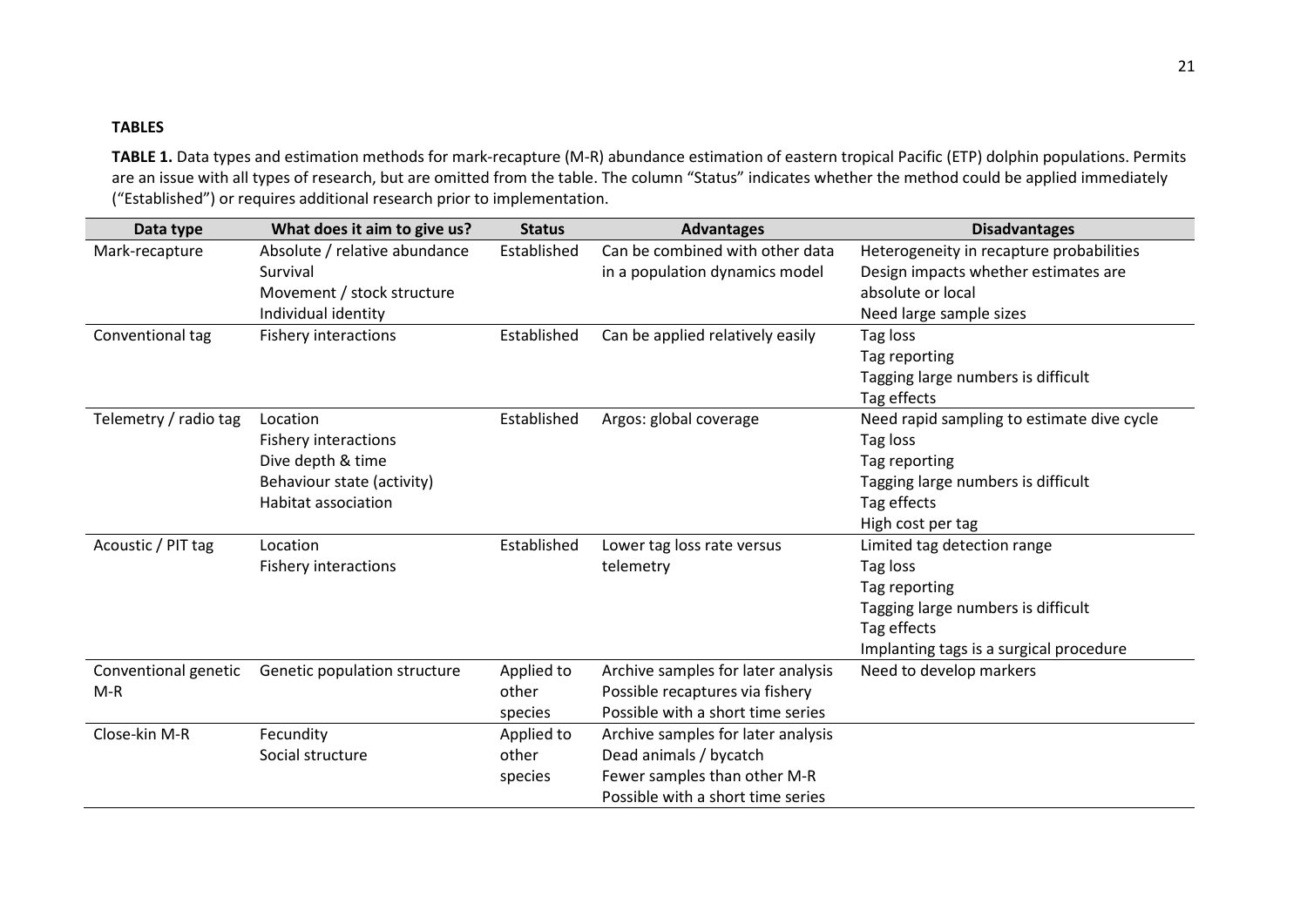**TABLES**

**TABLE 1.** Data types and estimation methods for mark-recapture (M-R) abundance estimation of eastern tropical Pacific (ETP) dolphin populations. Permits are an issue with all types of research, but are omitted from the table. The column "Status" indicates whether the method could be applied immediately ("Established") or requires additional research prior to implementation.

| Data type | What does it aim to give us? | Status | Advantages | Disadvantages |
|---|---|---|---|---|
| Mark-recapture | Absolute / relative abundance<br>Survival<br>Movement / stock structure<br>Individual identity | Established | Can be combined with other data in a population dynamics model | Heterogeneity in recapture probabilities<br>Design impacts whether estimates are absolute or local<br>Need large sample sizes |
| Conventional tag | Fishery interactions | Established | Can be applied relatively easily | Tag loss<br>Tag reporting<br>Tagging large numbers is difficult<br>Tag effects |
| Telemetry / radio tag | Location<br>Fishery interactions<br>Dive depth & time<br>Behaviour state (activity)<br>Habitat association | Established | Argos: global coverage | Need rapid sampling to estimate dive cycle<br>Tag loss<br>Tag reporting<br>Tagging large numbers is difficult<br>Tag effects<br>High cost per tag |
| Acoustic / PIT tag | Location<br>Fishery interactions | Established | Lower tag loss rate versus telemetry | Limited tag detection range<br>Tag loss<br>Tag reporting<br>Tagging large numbers is difficult<br>Tag effects<br>Implanting tags is a surgical procedure |
| Conventional genetic M-R | Genetic population structure | Applied to other species | Archive samples for later analysis<br>Possible recaptures via fishery<br>Possible with a short time series | Need to develop markers |
| Close-kin M-R | Fecundity<br>Social structure | Applied to other species | Archive samples for later analysis<br>Dead animals / bycatch<br>Fewer samples than other M-R<br>Possible with a short time series | |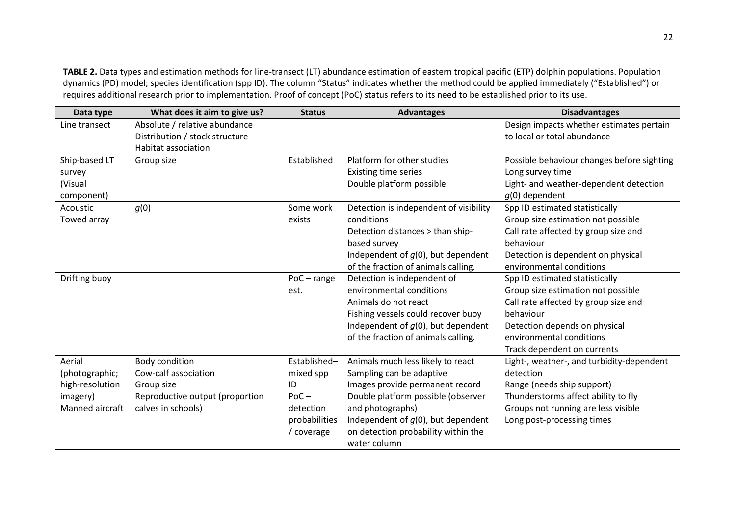**TABLE 2.** Data types and estimation methods for line-transect (LT) abundance estimation of eastern tropical pacific (ETP) dolphin populations. Population dynamics (PD) model; species identification (spp ID). The column "Status" indicates whether the method could be applied immediately ("Established") or requires additional research prior to implementation. Proof of concept (PoC) status refers to its need to be established prior to its use.

| Data type | What does it aim to give us? | Status | Advantages | Disadvantages |
|---|---|---|---|---|
| Line transect | Absolute / relative abundance<br>Distribution / stock structure<br>Habitat association | | | Design impacts whether estimates pertain to local or total abundance |
| Ship-based LT survey (Visual component) | Group size | Established | Platform for other studies<br>Existing time series<br>Double platform possible | Possible behaviour changes before sighting<br>Long survey time<br>Light- and weather-dependent detection<br>$g(0)$ dependent |
| Acoustic<br>Towed array | $g(0)$ | Some work exists | Detection is independent of visibility conditions<br>Detection distances > than ship-based survey<br>Independent of $g(0)$, but dependent of the fraction of animals calling. | Spp ID estimated statistically<br>Group size estimation not possible<br>Call rate affected by group size and behaviour<br>Detection is dependent on physical environmental conditions |
| Drifting buoy | | PoC – range est. | Detection is independent of environmental conditions<br>Animals do not react<br>Fishing vessels could recover buoy<br>Independent of $g(0)$, but dependent of the fraction of animals calling. | Spp ID estimated statistically<br>Group size estimation not possible<br>Call rate affected by group size and behaviour<br>Detection depends on physical environmental conditions<br>Track dependent on currents |
| Aerial (photographic; high-resolution imagery)<br>Manned aircraft | Body condition<br>Cow-calf association<br>Group size<br>Reproductive output (proportion calves in schools) | Established– mixed spp ID<br>PoC – detection probabilities / coverage | Animals much less likely to react<br>Sampling can be adaptive<br>Images provide permanent record<br>Double platform possible (observer and photographs)<br>Independent of $g(0)$, but dependent on detection probability within the water column | Light-, weather-, and turbidity-dependent detection<br>Range (needs ship support)<br>Thunderstorms affect ability to fly<br>Groups not running are less visible<br>Long post-processing times |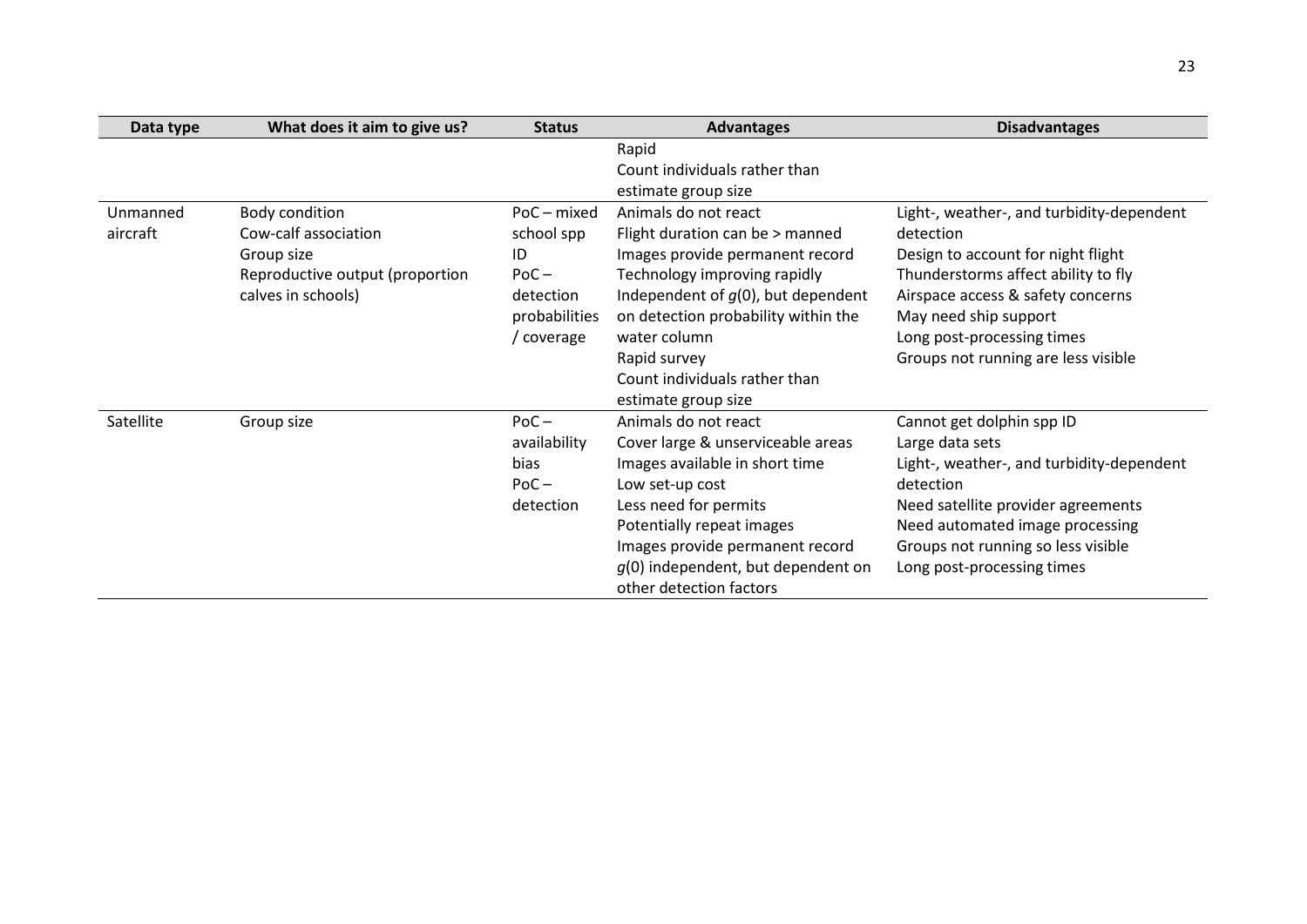| Data type | What does it aim to give us? | Status | Advantages | Disadvantages |
|---|---|---|---|---|
| | | | Rapid<br>Count individuals rather than estimate group size | |
| Unmanned aircraft | Body condition<br>Cow-calf association<br>Group size<br>Reproductive output (proportion calves in schools) | PoC – mixed school spp ID<br>PoC – detection probabilities / coverage | Animals do not react<br>Flight duration can be > manned<br>Images provide permanent record<br>Technology improving rapidly<br>Independent of *g*(0), but dependent on detection probability within the water column<br>Rapid survey<br>Count individuals rather than estimate group size | Light-, weather-, and turbidity-dependent detection<br>Design to account for night flight<br>Thunderstorms affect ability to fly<br>Airspace access & safety concerns<br>May need ship support<br>Long post-processing times<br>Groups not running are less visible |
| Satellite | Group size | PoC – availability bias<br>PoC – detection | Animals do not react<br>Cover large & unserviceable areas<br>Images available in short time<br>Low set-up cost<br>Less need for permits<br>Potentially repeat images<br>Images provide permanent record<br>*g*(0) independent, but dependent on other detection factors | Cannot get dolphin spp ID<br>Large data sets<br>Light-, weather-, and turbidity-dependent detection<br>Need satellite provider agreements<br>Need automated image processing<br>Groups not running so less visible<br>Long post-processing times |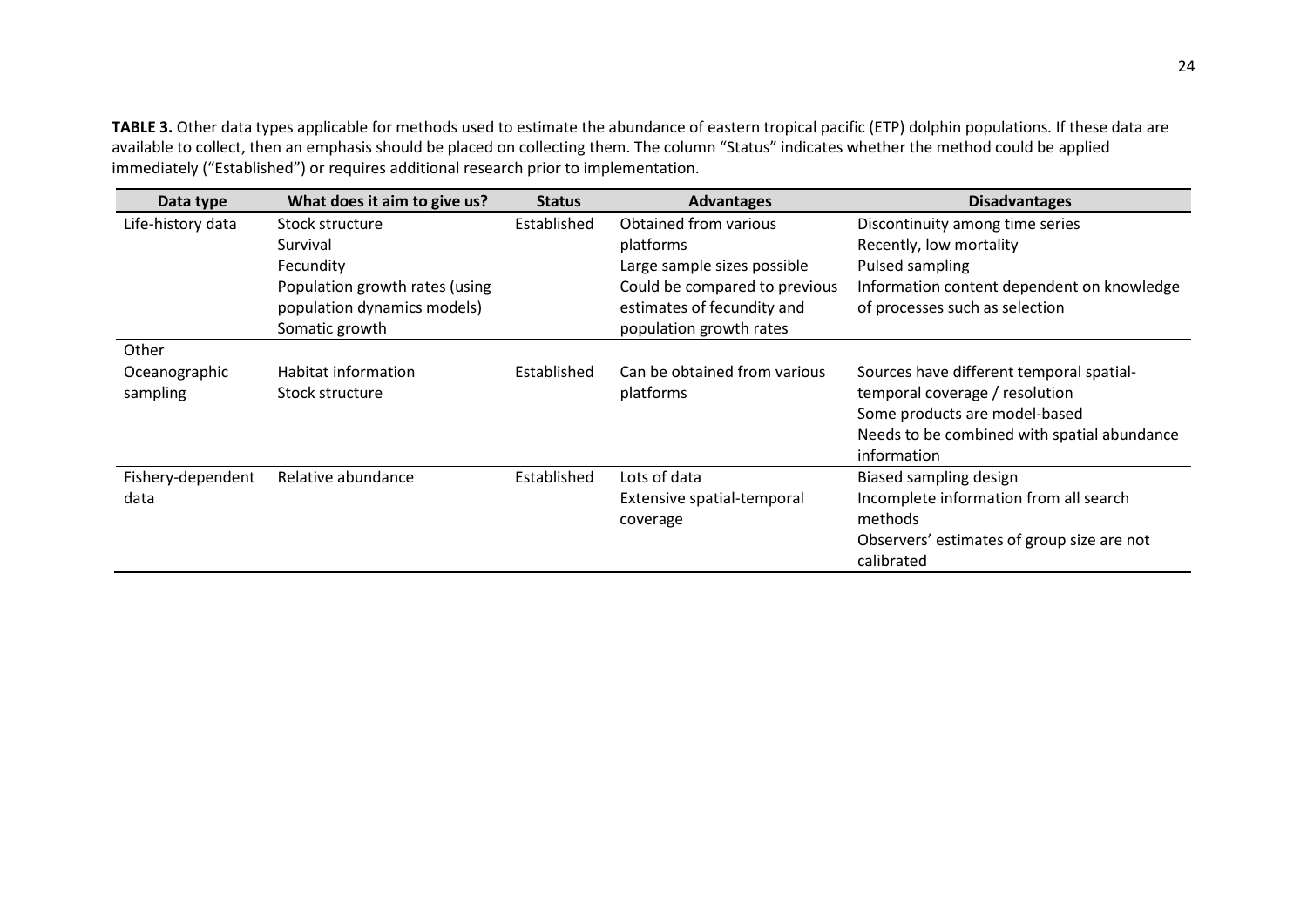**TABLE 3.** Other data types applicable for methods used to estimate the abundance of eastern tropical pacific (ETP) dolphin populations. If these data are available to collect, then an emphasis should be placed on collecting them. The column "Status" indicates whether the method could be applied immediately ("Established") or requires additional research prior to implementation.

| Data type | What does it aim to give us? | Status | Advantages | Disadvantages |
|---|---|---|---|---|
| Life-history data | Stock structure<br>Survival<br>Fecundity<br>Population growth rates (using population dynamics models)<br>Somatic growth | Established | Obtained from various platforms<br>Large sample sizes possible<br>Could be compared to previous estimates of fecundity and population growth rates | Discontinuity among time series<br>Recently, low mortality<br>Pulsed sampling<br>Information content dependent on knowledge of processes such as selection |
| Other | | | | |
| Oceanographic sampling | Habitat information<br>Stock structure | Established | Can be obtained from various platforms | Sources have different temporal spatial-temporal coverage / resolution<br>Some products are model-based<br>Needs to be combined with spatial abundance information |
| Fishery-dependent data | Relative abundance | Established | Lots of data<br>Extensive spatial-temporal coverage | Biased sampling design<br>Incomplete information from all search methods<br>Observers' estimates of group size are not calibrated |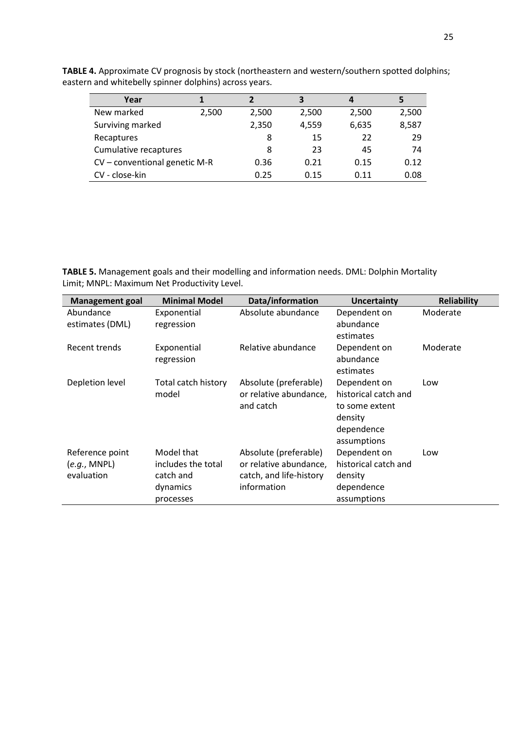**TABLE 4.** Approximate CV prognosis by stock (northeastern and western/southern spotted dolphins; eastern and whitebelly spinner dolphins) across years.

| Year | 1 | 2 | 3 | 4 | 5 |
|---|---|---|---|---|---|
| New marked | 2,500 | 2,500 | 2,500 | 2,500 | 2,500 |
| Surviving marked | | 2,350 | 4,559 | 6,635 | 8,587 |
| Recaptures | | 8 | 15 | 22 | 29 |
| Cumulative recaptures | | 8 | 23 | 45 | 74 |
| CV – conventional genetic M-R | | 0.36 | 0.21 | 0.15 | 0.12 |
| CV - close-kin | | 0.25 | 0.15 | 0.11 | 0.08 |

**TABLE 5.** Management goals and their modelling and information needs. DML: Dolphin Mortality Limit; MNPL: Maximum Net Productivity Level.

| Management goal | Minimal Model | Data/information | Uncertainty | Reliability |
|---|---|---|---|---|
| Abundance estimates (DML) | Exponential regression | Absolute abundance | Dependent on abundance estimates | Moderate |
| Recent trends | Exponential regression | Relative abundance | Dependent on abundance estimates | Moderate |
| Depletion level | Total catch history model | Absolute (preferable) or relative abundance, and catch | Dependent on historical catch and to some extent density dependence assumptions | Low |
| Reference point (*e.g.*, MNPL) evaluation | Model that includes the total catch and dynamics processes | Absolute (preferable) or relative abundance, catch, and life-history information | Dependent on historical catch and density dependence assumptions | Low |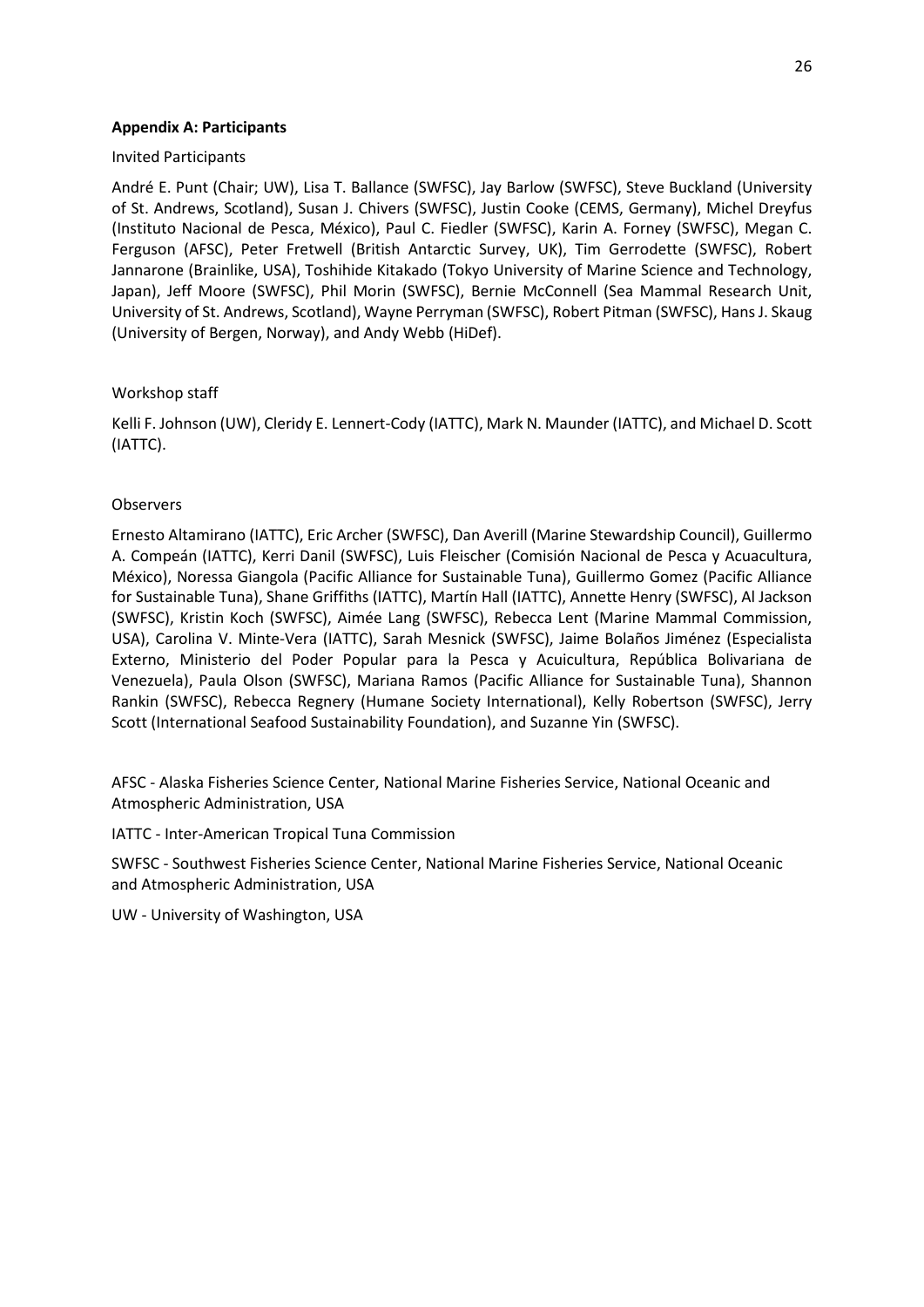**Appendix A: Participants**

Invited Participants

André E. Punt (Chair; UW), Lisa T. Ballance (SWFSC), Jay Barlow (SWFSC), Steve Buckland (University of St. Andrews, Scotland), Susan J. Chivers (SWFSC), Justin Cooke (CEMS, Germany), Michel Dreyfus (Instituto Nacional de Pesca, México), Paul C. Fiedler (SWFSC), Karin A. Forney (SWFSC), Megan C. Ferguson (AFSC), Peter Fretwell (British Antarctic Survey, UK), Tim Gerrodette (SWFSC), Robert Jannarone (Brainlike, USA), Toshihide Kitakado (Tokyo University of Marine Science and Technology, Japan), Jeff Moore (SWFSC), Phil Morin (SWFSC), Bernie McConnell (Sea Mammal Research Unit, University of St. Andrews, Scotland), Wayne Perryman (SWFSC), Robert Pitman (SWFSC), Hans J. Skaug (University of Bergen, Norway), and Andy Webb (HiDef).

Workshop staff

Kelli F. Johnson (UW), Cleridy E. Lennert-Cody (IATTC), Mark N. Maunder (IATTC), and Michael D. Scott (IATTC).

Observers

Ernesto Altamirano (IATTC), Eric Archer (SWFSC), Dan Averill (Marine Stewardship Council), Guillermo A. Compeán (IATTC), Kerri Danil (SWFSC), Luis Fleischer (Comisión Nacional de Pesca y Acuacultura, México), Noressa Giangola (Pacific Alliance for Sustainable Tuna), Guillermo Gomez (Pacific Alliance for Sustainable Tuna), Shane Griffiths (IATTC), Martín Hall (IATTC), Annette Henry (SWFSC), Al Jackson (SWFSC), Kristin Koch (SWFSC), Aimée Lang (SWFSC), Rebecca Lent (Marine Mammal Commission, USA), Carolina V. Minte-Vera (IATTC), Sarah Mesnick (SWFSC), Jaime Bolaños Jiménez (Especialista Externo, Ministerio del Poder Popular para la Pesca y Acuicultura, República Bolivariana de Venezuela), Paula Olson (SWFSC), Mariana Ramos (Pacific Alliance for Sustainable Tuna), Shannon Rankin (SWFSC), Rebecca Regnery (Humane Society International), Kelly Robertson (SWFSC), Jerry Scott (International Seafood Sustainability Foundation), and Suzanne Yin (SWFSC).

AFSC - Alaska Fisheries Science Center, National Marine Fisheries Service, National Oceanic and Atmospheric Administration, USA

IATTC - Inter-American Tropical Tuna Commission

SWFSC - Southwest Fisheries Science Center, National Marine Fisheries Service, National Oceanic and Atmospheric Administration, USA

UW - University of Washington, USA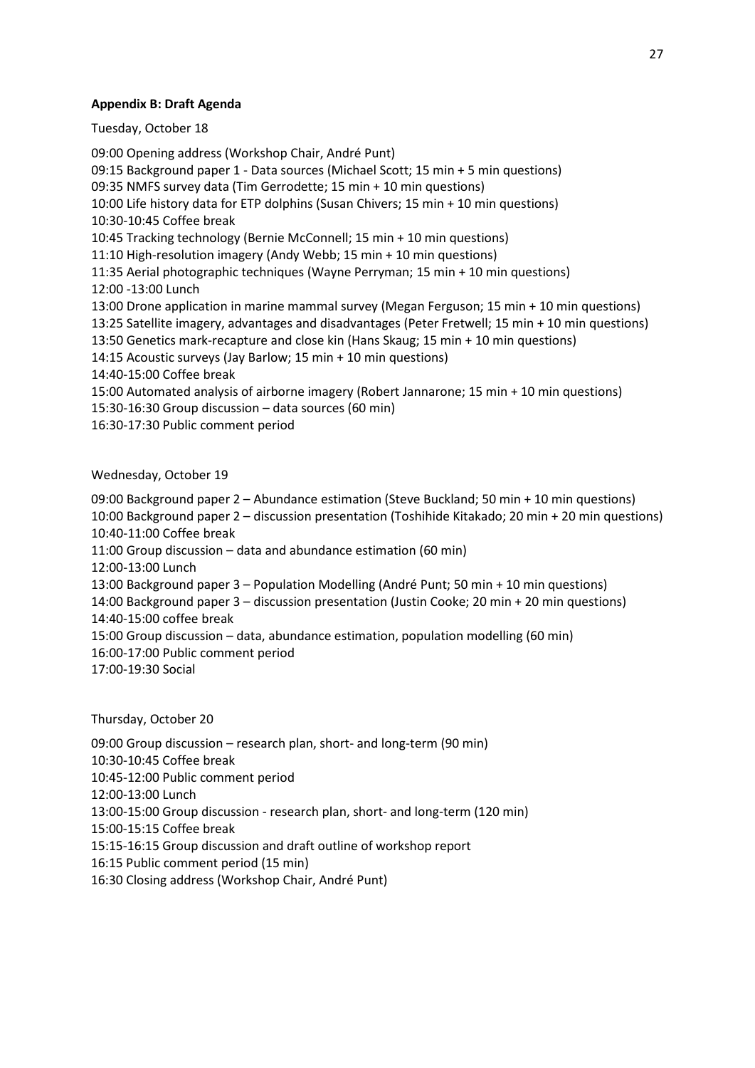**Appendix B: Draft Agenda**

Tuesday, October 18

09:00 Opening address (Workshop Chair, André Punt)
09:15 Background paper 1 - Data sources (Michael Scott; 15 min + 5 min questions)
09:35 NMFS survey data (Tim Gerrodette; 15 min + 10 min questions)
10:00 Life history data for ETP dolphins (Susan Chivers; 15 min + 10 min questions)
10:30-10:45 Coffee break
10:45 Tracking technology (Bernie McConnell; 15 min + 10 min questions)
11:10 High-resolution imagery (Andy Webb; 15 min + 10 min questions)
11:35 Aerial photographic techniques (Wayne Perryman; 15 min + 10 min questions)
12:00 -13:00 Lunch
13:00 Drone application in marine mammal survey (Megan Ferguson; 15 min + 10 min questions)
13:25 Satellite imagery, advantages and disadvantages (Peter Fretwell; 15 min + 10 min questions)
13:50 Genetics mark-recapture and close kin (Hans Skaug; 15 min + 10 min questions)
14:15 Acoustic surveys (Jay Barlow; 15 min + 10 min questions)
14:40-15:00 Coffee break
15:00 Automated analysis of airborne imagery (Robert Jannarone; 15 min + 10 min questions)
15:30-16:30 Group discussion – data sources (60 min)
16:30-17:30 Public comment period

Wednesday, October 19

09:00 Background paper 2 – Abundance estimation (Steve Buckland; 50 min + 10 min questions)
10:00 Background paper 2 – discussion presentation (Toshihide Kitakado; 20 min + 20 min questions)
10:40-11:00 Coffee break
11:00 Group discussion – data and abundance estimation (60 min)
12:00-13:00 Lunch
13:00 Background paper 3 – Population Modelling (André Punt; 50 min + 10 min questions)
14:00 Background paper 3 – discussion presentation (Justin Cooke; 20 min + 20 min questions)
14:40-15:00 coffee break
15:00 Group discussion – data, abundance estimation, population modelling (60 min)
16:00-17:00 Public comment period
17:00-19:30 Social

Thursday, October 20

09:00 Group discussion – research plan, short- and long-term (90 min)
10:30-10:45 Coffee break
10:45-12:00 Public comment period
12:00-13:00 Lunch
13:00-15:00 Group discussion - research plan, short- and long-term (120 min)
15:00-15:15 Coffee break
15:15-16:15 Group discussion and draft outline of workshop report
16:15 Public comment period (15 min)
16:30 Closing address (Workshop Chair, André Punt)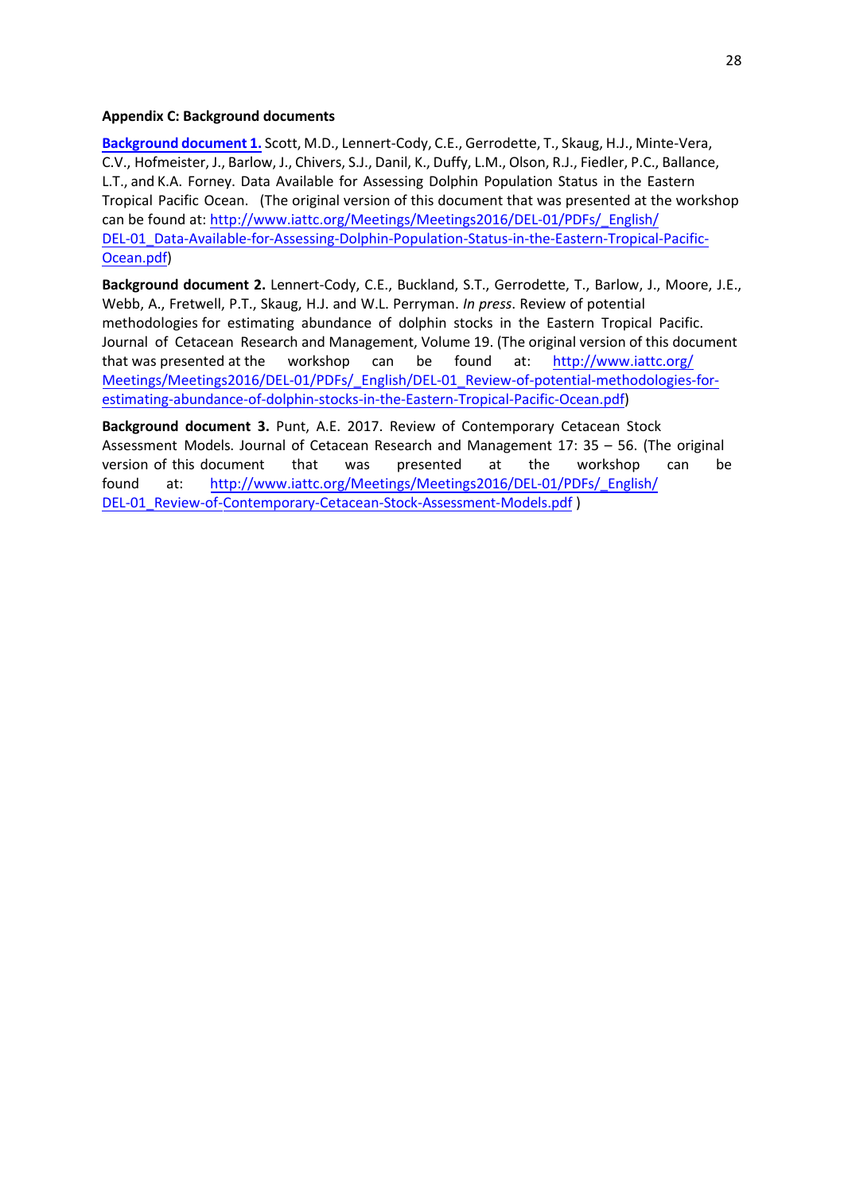**Appendix C: Background documents**

**Background document 1.** Scott, M.D., Lennert-Cody, C.E., Gerrodette, T., Skaug, H.J., Minte-Vera, C.V., Hofmeister, J., Barlow, J., Chivers, S.J., Danil, K., Duffy, L.M., Olson, R.J., Fiedler, P.C., Ballance, L.T., and K.A. Forney. Data Available for Assessing Dolphin Population Status in the Eastern Tropical Pacific Ocean. (The original version of this document that was presented at the workshop can be found at: http://www.iattc.org/Meetings/Meetings2016/DEL-01/PDFs/_English/DEL-01_Data-Available-for-Assessing-Dolphin-Population-Status-in-the-Eastern-Tropical-Pacific-Ocean.pdf)

**Background document 2.** Lennert-Cody, C.E., Buckland, S.T., Gerrodette, T., Barlow, J., Moore, J.E., Webb, A., Fretwell, P.T., Skaug, H.J. and W.L. Perryman. *In press*. Review of potential methodologies for estimating abundance of dolphin stocks in the Eastern Tropical Pacific. Journal of Cetacean Research and Management, Volume 19. (The original version of this document that was presented at the workshop can be found at: http://www.iattc.org/Meetings/Meetings2016/DEL-01/PDFs/_English/DEL-01_Review-of-potential-methodologies-for-estimating-abundance-of-dolphin-stocks-in-the-Eastern-Tropical-Pacific-Ocean.pdf)

**Background document 3.** Punt, A.E. 2017. Review of Contemporary Cetacean Stock Assessment Models. Journal of Cetacean Research and Management 17: 35 – 56. (The original version of this document that was presented at the workshop can be found at: http://www.iattc.org/Meetings/Meetings2016/DEL-01/PDFs/_English/DEL-01_Review-of-Contemporary-Cetacean-Stock-Assessment-Models.pdf )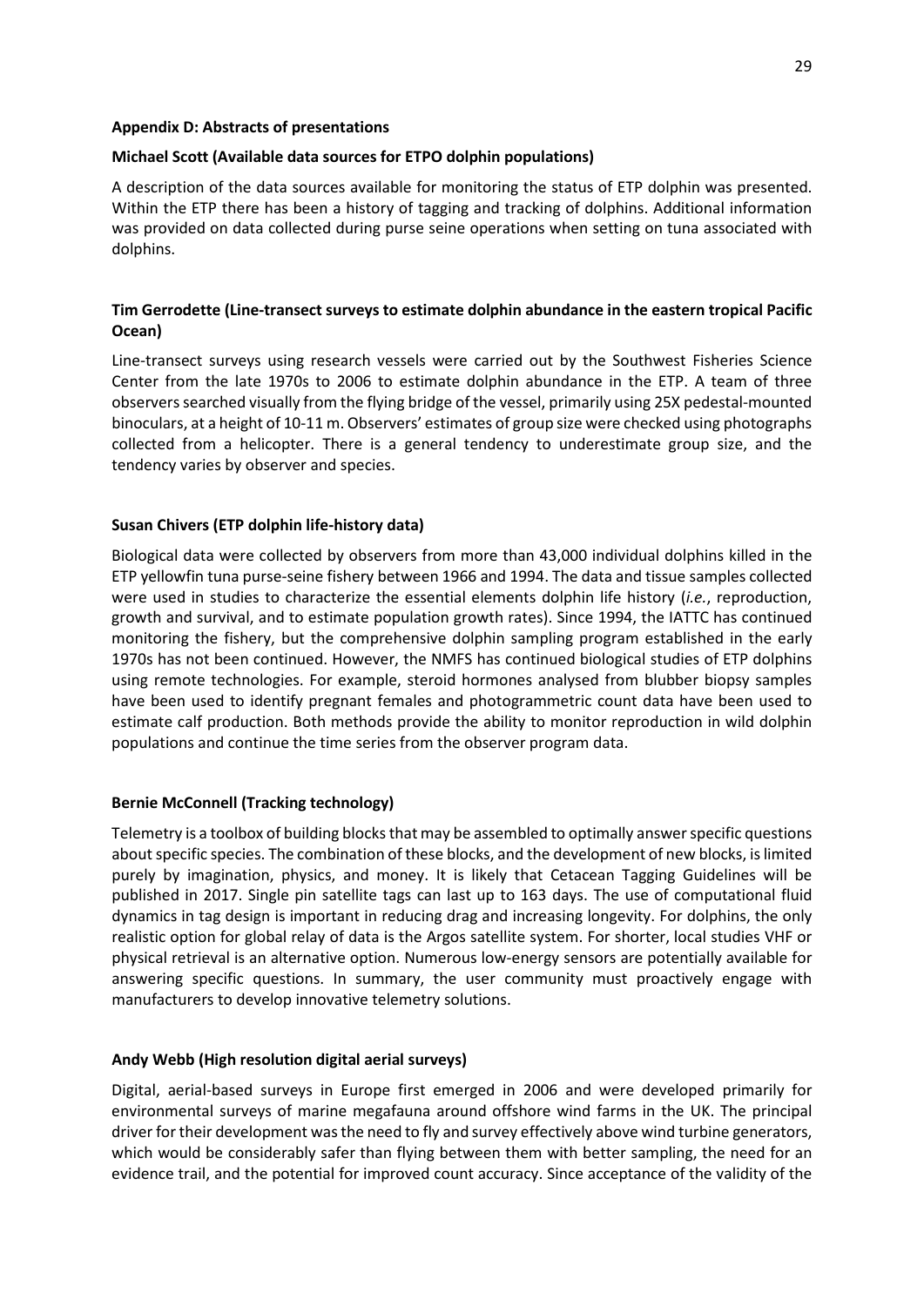**Appendix D: Abstracts of presentations**

**Michael Scott (Available data sources for ETPO dolphin populations)**

A description of the data sources available for monitoring the status of ETP dolphin was presented. Within the ETP there has been a history of tagging and tracking of dolphins. Additional information was provided on data collected during purse seine operations when setting on tuna associated with dolphins.

**Tim Gerrodette (Line-transect surveys to estimate dolphin abundance in the eastern tropical Pacific Ocean)**

Line-transect surveys using research vessels were carried out by the Southwest Fisheries Science Center from the late 1970s to 2006 to estimate dolphin abundance in the ETP. A team of three observers searched visually from the flying bridge of the vessel, primarily using 25X pedestal-mounted binoculars, at a height of 10-11 m. Observers' estimates of group size were checked using photographs collected from a helicopter. There is a general tendency to underestimate group size, and the tendency varies by observer and species.

**Susan Chivers (ETP dolphin life-history data)**

Biological data were collected by observers from more than 43,000 individual dolphins killed in the ETP yellowfin tuna purse-seine fishery between 1966 and 1994. The data and tissue samples collected were used in studies to characterize the essential elements dolphin life history (*i.e.*, reproduction, growth and survival, and to estimate population growth rates). Since 1994, the IATTC has continued monitoring the fishery, but the comprehensive dolphin sampling program established in the early 1970s has not been continued. However, the NMFS has continued biological studies of ETP dolphins using remote technologies. For example, steroid hormones analysed from blubber biopsy samples have been used to identify pregnant females and photogrammetric count data have been used to estimate calf production. Both methods provide the ability to monitor reproduction in wild dolphin populations and continue the time series from the observer program data.

**Bernie McConnell (Tracking technology)**

Telemetry is a toolbox of building blocks that may be assembled to optimally answer specific questions about specific species. The combination of these blocks, and the development of new blocks, is limited purely by imagination, physics, and money. It is likely that Cetacean Tagging Guidelines will be published in 2017. Single pin satellite tags can last up to 163 days. The use of computational fluid dynamics in tag design is important in reducing drag and increasing longevity. For dolphins, the only realistic option for global relay of data is the Argos satellite system. For shorter, local studies VHF or physical retrieval is an alternative option. Numerous low-energy sensors are potentially available for answering specific questions. In summary, the user community must proactively engage with manufacturers to develop innovative telemetry solutions.

**Andy Webb (High resolution digital aerial surveys)**

Digital, aerial-based surveys in Europe first emerged in 2006 and were developed primarily for environmental surveys of marine megafauna around offshore wind farms in the UK. The principal driver for their development was the need to fly and survey effectively above wind turbine generators, which would be considerably safer than flying between them with better sampling, the need for an evidence trail, and the potential for improved count accuracy. Since acceptance of the validity of the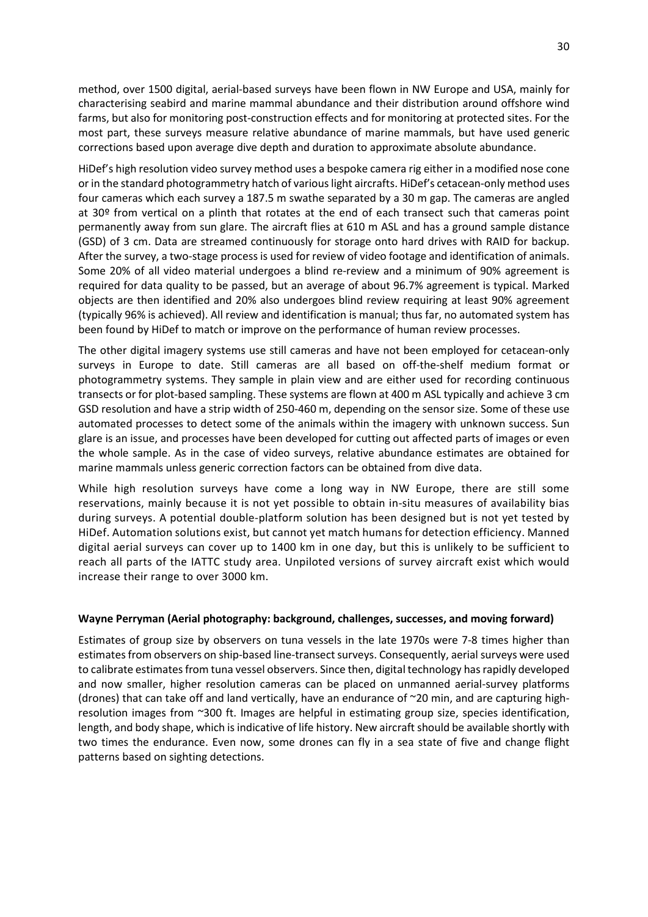method, over 1500 digital, aerial-based surveys have been flown in NW Europe and USA, mainly for characterising seabird and marine mammal abundance and their distribution around offshore wind farms, but also for monitoring post-construction effects and for monitoring at protected sites. For the most part, these surveys measure relative abundance of marine mammals, but have used generic corrections based upon average dive depth and duration to approximate absolute abundance.

HiDef's high resolution video survey method uses a bespoke camera rig either in a modified nose cone or in the standard photogrammetry hatch of various light aircrafts. HiDef's cetacean-only method uses four cameras which each survey a 187.5 m swathe separated by a 30 m gap. The cameras are angled at 30º from vertical on a plinth that rotates at the end of each transect such that cameras point permanently away from sun glare. The aircraft flies at 610 m ASL and has a ground sample distance (GSD) of 3 cm. Data are streamed continuously for storage onto hard drives with RAID for backup. After the survey, a two-stage process is used for review of video footage and identification of animals. Some 20% of all video material undergoes a blind re-review and a minimum of 90% agreement is required for data quality to be passed, but an average of about 96.7% agreement is typical. Marked objects are then identified and 20% also undergoes blind review requiring at least 90% agreement (typically 96% is achieved). All review and identification is manual; thus far, no automated system has been found by HiDef to match or improve on the performance of human review processes.

The other digital imagery systems use still cameras and have not been employed for cetacean-only surveys in Europe to date. Still cameras are all based on off-the-shelf medium format or photogrammetry systems. They sample in plain view and are either used for recording continuous transects or for plot-based sampling. These systems are flown at 400 m ASL typically and achieve 3 cm GSD resolution and have a strip width of 250-460 m, depending on the sensor size. Some of these use automated processes to detect some of the animals within the imagery with unknown success. Sun glare is an issue, and processes have been developed for cutting out affected parts of images or even the whole sample. As in the case of video surveys, relative abundance estimates are obtained for marine mammals unless generic correction factors can be obtained from dive data.

While high resolution surveys have come a long way in NW Europe, there are still some reservations, mainly because it is not yet possible to obtain in-situ measures of availability bias during surveys. A potential double-platform solution has been designed but is not yet tested by HiDef. Automation solutions exist, but cannot yet match humans for detection efficiency. Manned digital aerial surveys can cover up to 1400 km in one day, but this is unlikely to be sufficient to reach all parts of the IATTC study area. Unpiloted versions of survey aircraft exist which would increase their range to over 3000 km.

**Wayne Perryman (Aerial photography: background, challenges, successes, and moving forward)**

Estimates of group size by observers on tuna vessels in the late 1970s were 7-8 times higher than estimates from observers on ship-based line-transect surveys. Consequently, aerial surveys were used to calibrate estimates from tuna vessel observers. Since then, digital technology has rapidly developed and now smaller, higher resolution cameras can be placed on unmanned aerial-survey platforms (drones) that can take off and land vertically, have an endurance of ~20 min, and are capturing high-resolution images from ~300 ft. Images are helpful in estimating group size, species identification, length, and body shape, which is indicative of life history. New aircraft should be available shortly with two times the endurance. Even now, some drones can fly in a sea state of five and change flight patterns based on sighting detections.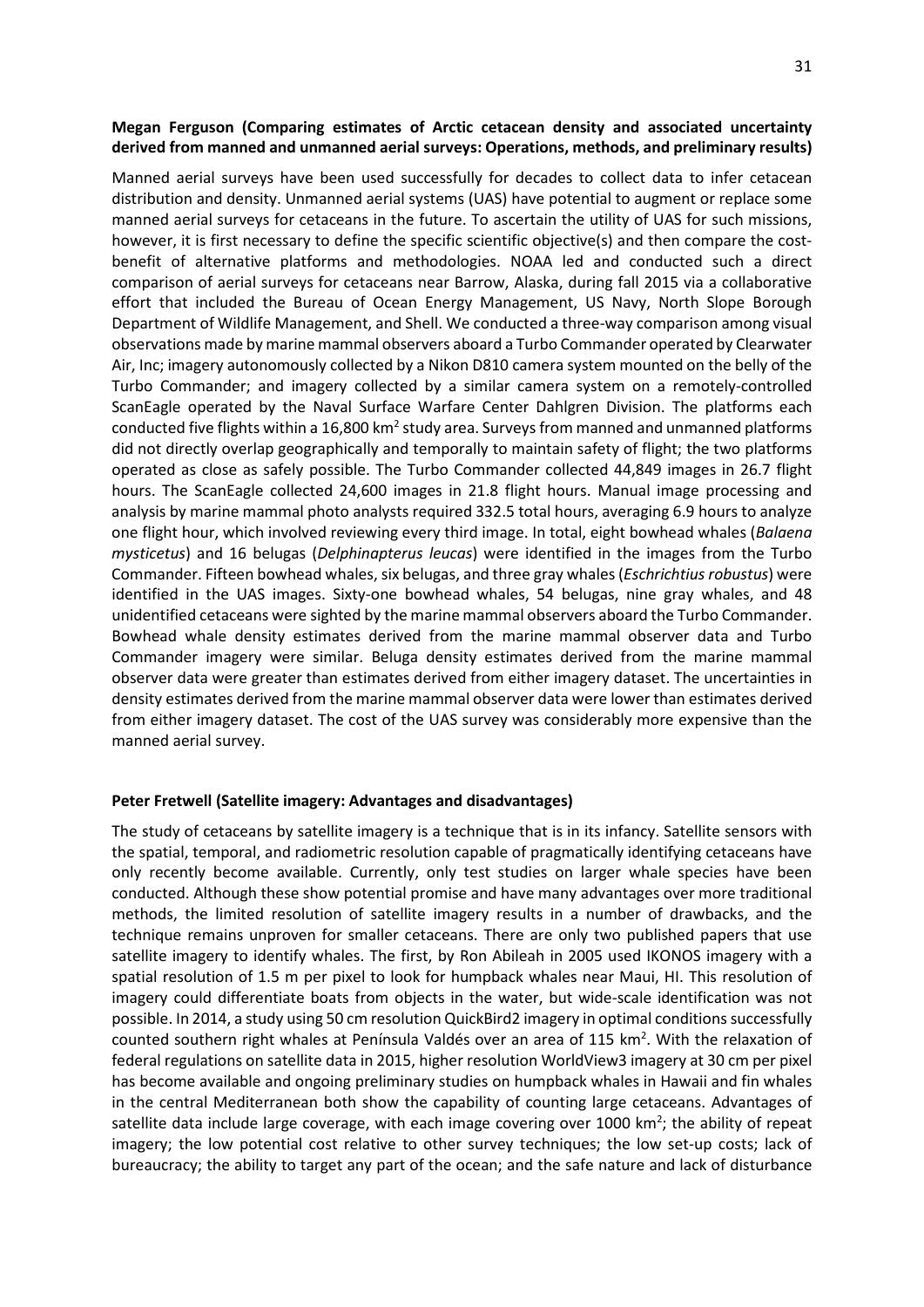**Megan Ferguson (Comparing estimates of Arctic cetacean density and associated uncertainty derived from manned and unmanned aerial surveys: Operations, methods, and preliminary results)**

Manned aerial surveys have been used successfully for decades to collect data to infer cetacean distribution and density. Unmanned aerial systems (UAS) have potential to augment or replace some manned aerial surveys for cetaceans in the future. To ascertain the utility of UAS for such missions, however, it is first necessary to define the specific scientific objective(s) and then compare the cost-benefit of alternative platforms and methodologies. NOAA led and conducted such a direct comparison of aerial surveys for cetaceans near Barrow, Alaska, during fall 2015 via a collaborative effort that included the Bureau of Ocean Energy Management, US Navy, North Slope Borough Department of Wildlife Management, and Shell. We conducted a three-way comparison among visual observations made by marine mammal observers aboard a Turbo Commander operated by Clearwater Air, Inc; imagery autonomously collected by a Nikon D810 camera system mounted on the belly of the Turbo Commander; and imagery collected by a similar camera system on a remotely-controlled ScanEagle operated by the Naval Surface Warfare Center Dahlgren Division. The platforms each conducted five flights within a 16,800 km$^2$ study area. Surveys from manned and unmanned platforms did not directly overlap geographically and temporally to maintain safety of flight; the two platforms operated as close as safely possible. The Turbo Commander collected 44,849 images in 26.7 flight hours. The ScanEagle collected 24,600 images in 21.8 flight hours. Manual image processing and analysis by marine mammal photo analysts required 332.5 total hours, averaging 6.9 hours to analyze one flight hour, which involved reviewing every third image. In total, eight bowhead whales (*Balaena mysticetus*) and 16 belugas (*Delphinapterus leucas*) were identified in the images from the Turbo Commander. Fifteen bowhead whales, six belugas, and three gray whales (*Eschrichtius robustus*) were identified in the UAS images. Sixty-one bowhead whales, 54 belugas, nine gray whales, and 48 unidentified cetaceans were sighted by the marine mammal observers aboard the Turbo Commander. Bowhead whale density estimates derived from the marine mammal observer data and Turbo Commander imagery were similar. Beluga density estimates derived from the marine mammal observer data were greater than estimates derived from either imagery dataset. The uncertainties in density estimates derived from the marine mammal observer data were lower than estimates derived from either imagery dataset. The cost of the UAS survey was considerably more expensive than the manned aerial survey.

**Peter Fretwell (Satellite imagery: Advantages and disadvantages)**

The study of cetaceans by satellite imagery is a technique that is in its infancy. Satellite sensors with the spatial, temporal, and radiometric resolution capable of pragmatically identifying cetaceans have only recently become available. Currently, only test studies on larger whale species have been conducted. Although these show potential promise and have many advantages over more traditional methods, the limited resolution of satellite imagery results in a number of drawbacks, and the technique remains unproven for smaller cetaceans. There are only two published papers that use satellite imagery to identify whales. The first, by Ron Abileah in 2005 used IKONOS imagery with a spatial resolution of 1.5 m per pixel to look for humpback whales near Maui, HI. This resolution of imagery could differentiate boats from objects in the water, but wide-scale identification was not possible. In 2014, a study using 50 cm resolution QuickBird2 imagery in optimal conditions successfully counted southern right whales at Península Valdés over an area of 115 km$^2$. With the relaxation of federal regulations on satellite data in 2015, higher resolution WorldView3 imagery at 30 cm per pixel has become available and ongoing preliminary studies on humpback whales in Hawaii and fin whales in the central Mediterranean both show the capability of counting large cetaceans. Advantages of satellite data include large coverage, with each image covering over 1000 km$^2$; the ability of repeat imagery; the low potential cost relative to other survey techniques; the low set-up costs; lack of bureaucracy; the ability to target any part of the ocean; and the safe nature and lack of disturbance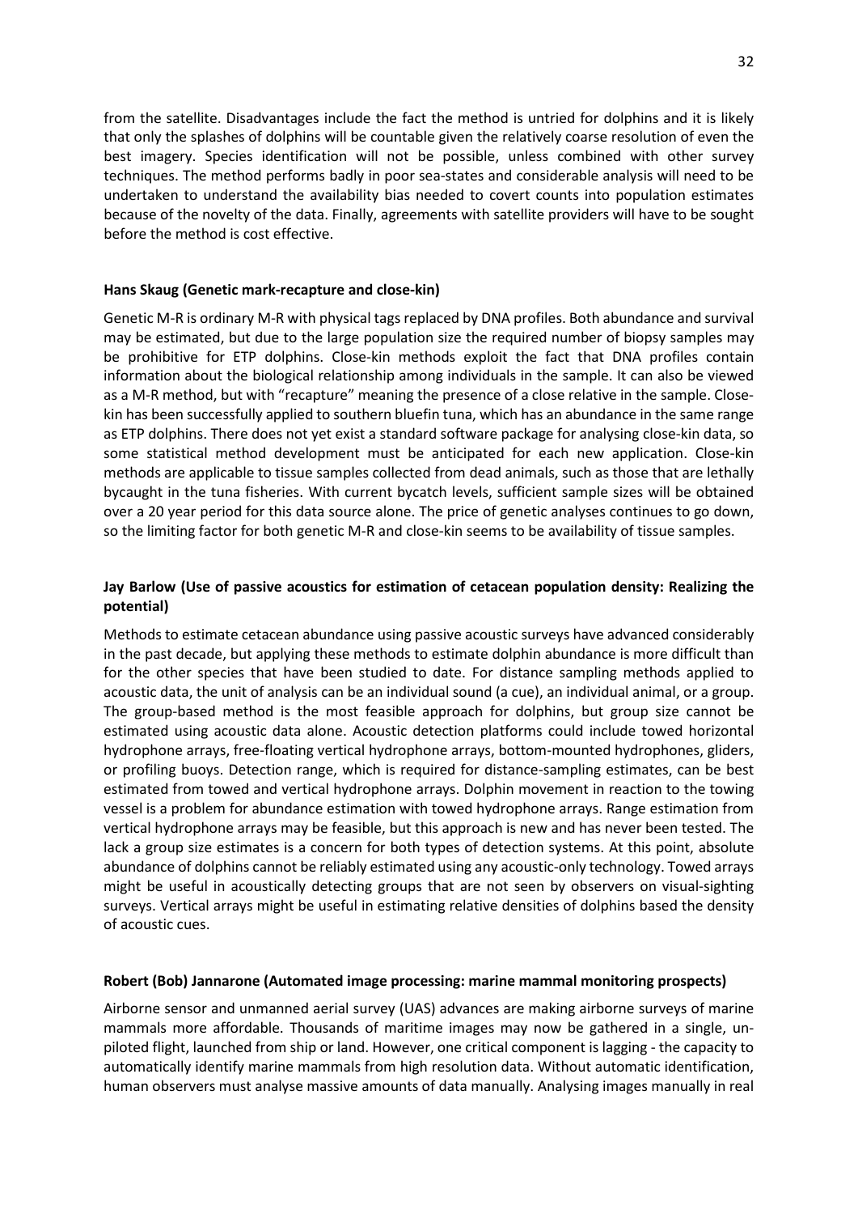from the satellite. Disadvantages include the fact the method is untried for dolphins and it is likely that only the splashes of dolphins will be countable given the relatively coarse resolution of even the best imagery. Species identification will not be possible, unless combined with other survey techniques. The method performs badly in poor sea-states and considerable analysis will need to be undertaken to understand the availability bias needed to covert counts into population estimates because of the novelty of the data. Finally, agreements with satellite providers will have to be sought before the method is cost effective.

**Hans Skaug (Genetic mark-recapture and close-kin)**

Genetic M-R is ordinary M-R with physical tags replaced by DNA profiles. Both abundance and survival may be estimated, but due to the large population size the required number of biopsy samples may be prohibitive for ETP dolphins. Close-kin methods exploit the fact that DNA profiles contain information about the biological relationship among individuals in the sample. It can also be viewed as a M-R method, but with "recapture" meaning the presence of a close relative in the sample. Close-kin has been successfully applied to southern bluefin tuna, which has an abundance in the same range as ETP dolphins. There does not yet exist a standard software package for analysing close-kin data, so some statistical method development must be anticipated for each new application. Close-kin methods are applicable to tissue samples collected from dead animals, such as those that are lethally bycaught in the tuna fisheries. With current bycatch levels, sufficient sample sizes will be obtained over a 20 year period for this data source alone. The price of genetic analyses continues to go down, so the limiting factor for both genetic M-R and close-kin seems to be availability of tissue samples.

**Jay Barlow (Use of passive acoustics for estimation of cetacean population density: Realizing the potential)**

Methods to estimate cetacean abundance using passive acoustic surveys have advanced considerably in the past decade, but applying these methods to estimate dolphin abundance is more difficult than for the other species that have been studied to date. For distance sampling methods applied to acoustic data, the unit of analysis can be an individual sound (a cue), an individual animal, or a group. The group-based method is the most feasible approach for dolphins, but group size cannot be estimated using acoustic data alone. Acoustic detection platforms could include towed horizontal hydrophone arrays, free-floating vertical hydrophone arrays, bottom-mounted hydrophones, gliders, or profiling buoys. Detection range, which is required for distance-sampling estimates, can be best estimated from towed and vertical hydrophone arrays. Dolphin movement in reaction to the towing vessel is a problem for abundance estimation with towed hydrophone arrays. Range estimation from vertical hydrophone arrays may be feasible, but this approach is new and has never been tested. The lack a group size estimates is a concern for both types of detection systems. At this point, absolute abundance of dolphins cannot be reliably estimated using any acoustic-only technology. Towed arrays might be useful in acoustically detecting groups that are not seen by observers on visual-sighting surveys. Vertical arrays might be useful in estimating relative densities of dolphins based the density of acoustic cues.

**Robert (Bob) Jannarone (Automated image processing: marine mammal monitoring prospects)**

Airborne sensor and unmanned aerial survey (UAS) advances are making airborne surveys of marine mammals more affordable. Thousands of maritime images may now be gathered in a single, un-piloted flight, launched from ship or land. However, one critical component is lagging - the capacity to automatically identify marine mammals from high resolution data. Without automatic identification, human observers must analyse massive amounts of data manually. Analysing images manually in real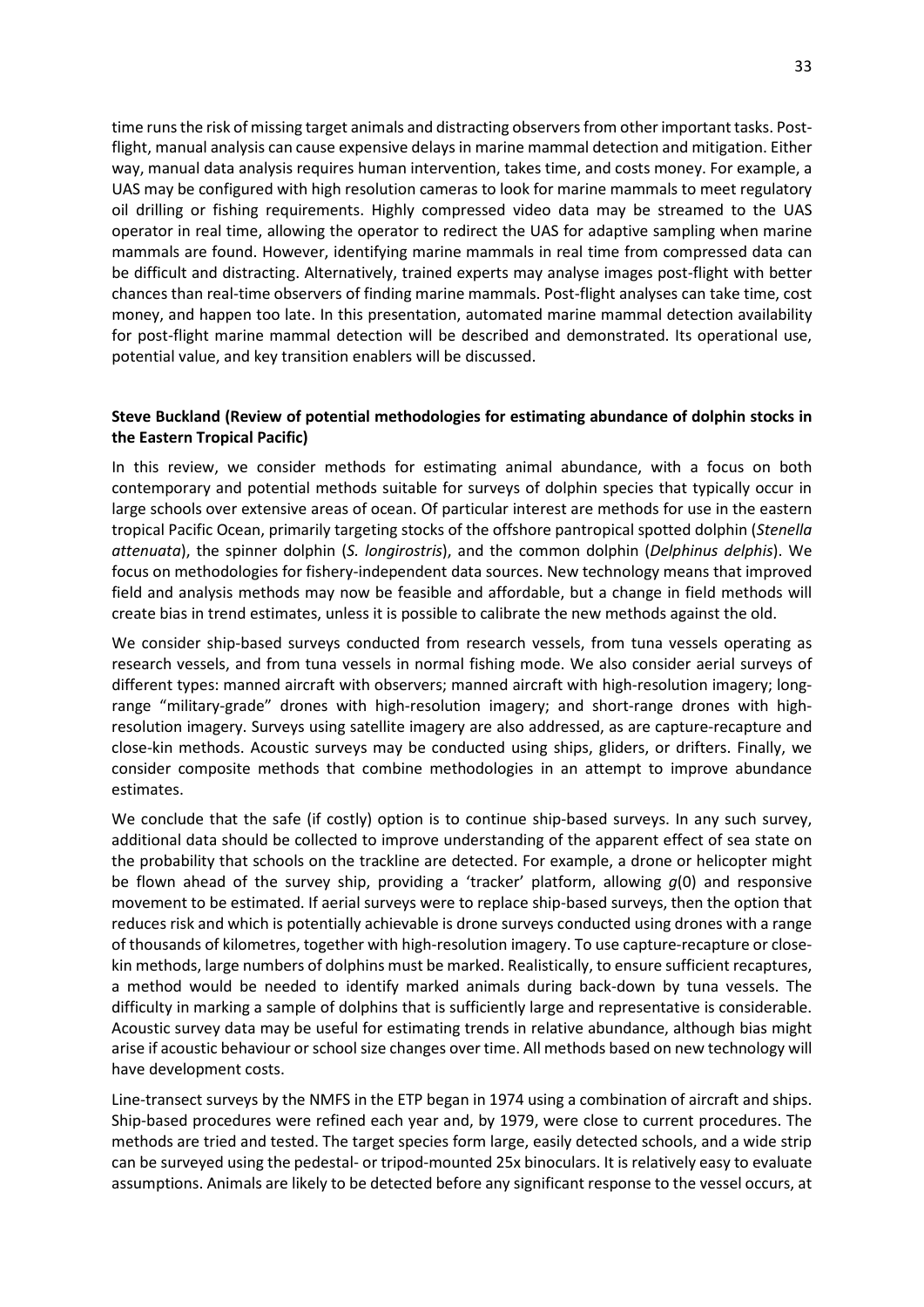time runs the risk of missing target animals and distracting observers from other important tasks. Post-flight, manual analysis can cause expensive delays in marine mammal detection and mitigation. Either way, manual data analysis requires human intervention, takes time, and costs money. For example, a UAS may be configured with high resolution cameras to look for marine mammals to meet regulatory oil drilling or fishing requirements. Highly compressed video data may be streamed to the UAS operator in real time, allowing the operator to redirect the UAS for adaptive sampling when marine mammals are found. However, identifying marine mammals in real time from compressed data can be difficult and distracting. Alternatively, trained experts may analyse images post-flight with better chances than real-time observers of finding marine mammals. Post-flight analyses can take time, cost money, and happen too late. In this presentation, automated marine mammal detection availability for post-flight marine mammal detection will be described and demonstrated. Its operational use, potential value, and key transition enablers will be discussed.

**Steve Buckland (Review of potential methodologies for estimating abundance of dolphin stocks in the Eastern Tropical Pacific)**

In this review, we consider methods for estimating animal abundance, with a focus on both contemporary and potential methods suitable for surveys of dolphin species that typically occur in large schools over extensive areas of ocean. Of particular interest are methods for use in the eastern tropical Pacific Ocean, primarily targeting stocks of the offshore pantropical spotted dolphin (*Stenella attenuata*), the spinner dolphin (*S. longirostris*), and the common dolphin (*Delphinus delphis*). We focus on methodologies for fishery-independent data sources. New technology means that improved field and analysis methods may now be feasible and affordable, but a change in field methods will create bias in trend estimates, unless it is possible to calibrate the new methods against the old.

We consider ship-based surveys conducted from research vessels, from tuna vessels operating as research vessels, and from tuna vessels in normal fishing mode. We also consider aerial surveys of different types: manned aircraft with observers; manned aircraft with high-resolution imagery; long-range "military-grade" drones with high-resolution imagery; and short-range drones with high-resolution imagery. Surveys using satellite imagery are also addressed, as are capture-recapture and close-kin methods. Acoustic surveys may be conducted using ships, gliders, or drifters. Finally, we consider composite methods that combine methodologies in an attempt to improve abundance estimates.

We conclude that the safe (if costly) option is to continue ship-based surveys. In any such survey, additional data should be collected to improve understanding of the apparent effect of sea state on the probability that schools on the trackline are detected. For example, a drone or helicopter might be flown ahead of the survey ship, providing a 'tracker' platform, allowing $g(0)$ and responsive movement to be estimated. If aerial surveys were to replace ship-based surveys, then the option that reduces risk and which is potentially achievable is drone surveys conducted using drones with a range of thousands of kilometres, together with high-resolution imagery. To use capture-recapture or close-kin methods, large numbers of dolphins must be marked. Realistically, to ensure sufficient recaptures, a method would be needed to identify marked animals during back-down by tuna vessels. The difficulty in marking a sample of dolphins that is sufficiently large and representative is considerable. Acoustic survey data may be useful for estimating trends in relative abundance, although bias might arise if acoustic behaviour or school size changes over time. All methods based on new technology will have development costs.

Line-transect surveys by the NMFS in the ETP began in 1974 using a combination of aircraft and ships. Ship-based procedures were refined each year and, by 1979, were close to current procedures. The methods are tried and tested. The target species form large, easily detected schools, and a wide strip can be surveyed using the pedestal- or tripod-mounted 25x binoculars. It is relatively easy to evaluate assumptions. Animals are likely to be detected before any significant response to the vessel occurs, at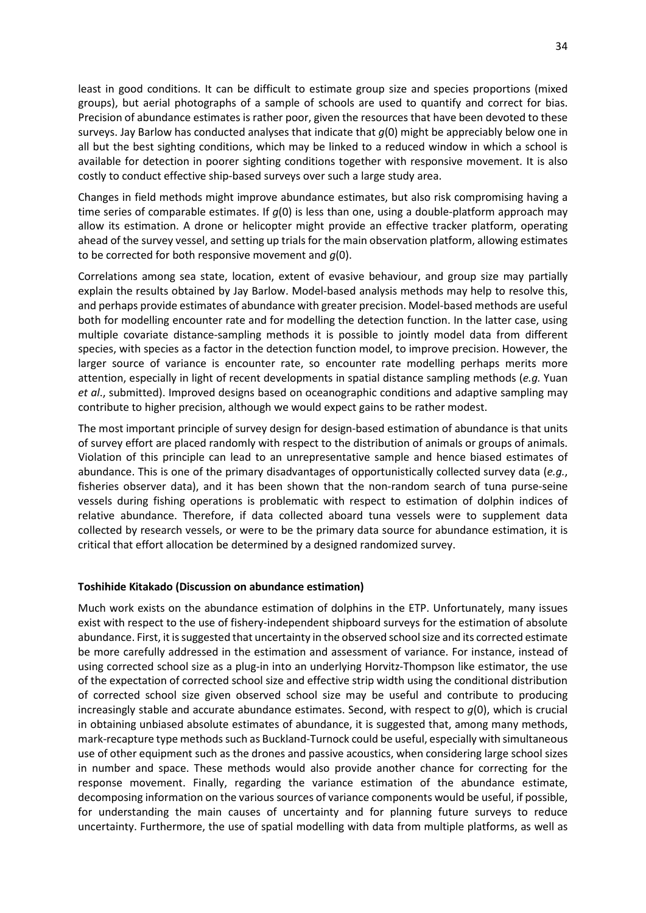least in good conditions. It can be difficult to estimate group size and species proportions (mixed groups), but aerial photographs of a sample of schools are used to quantify and correct for bias. Precision of abundance estimates is rather poor, given the resources that have been devoted to these surveys. Jay Barlow has conducted analyses that indicate that $g(0)$ might be appreciably below one in all but the best sighting conditions, which may be linked to a reduced window in which a school is available for detection in poorer sighting conditions together with responsive movement. It is also costly to conduct effective ship-based surveys over such a large study area.

Changes in field methods might improve abundance estimates, but also risk compromising having a time series of comparable estimates. If $g(0)$ is less than one, using a double-platform approach may allow its estimation. A drone or helicopter might provide an effective tracker platform, operating ahead of the survey vessel, and setting up trials for the main observation platform, allowing estimates to be corrected for both responsive movement and $g(0)$.

Correlations among sea state, location, extent of evasive behaviour, and group size may partially explain the results obtained by Jay Barlow. Model-based analysis methods may help to resolve this, and perhaps provide estimates of abundance with greater precision. Model-based methods are useful both for modelling encounter rate and for modelling the detection function. In the latter case, using multiple covariate distance-sampling methods it is possible to jointly model data from different species, with species as a factor in the detection function model, to improve precision. However, the larger source of variance is encounter rate, so encounter rate modelling perhaps merits more attention, especially in light of recent developments in spatial distance sampling methods (*e.g.* Yuan *et al*., submitted). Improved designs based on oceanographic conditions and adaptive sampling may contribute to higher precision, although we would expect gains to be rather modest.

The most important principle of survey design for design-based estimation of abundance is that units of survey effort are placed randomly with respect to the distribution of animals or groups of animals. Violation of this principle can lead to an unrepresentative sample and hence biased estimates of abundance. This is one of the primary disadvantages of opportunistically collected survey data (*e.g.*, fisheries observer data), and it has been shown that the non-random search of tuna purse-seine vessels during fishing operations is problematic with respect to estimation of dolphin indices of relative abundance. Therefore, if data collected aboard tuna vessels were to supplement data collected by research vessels, or were to be the primary data source for abundance estimation, it is critical that effort allocation be determined by a designed randomized survey.

**Toshihide Kitakado (Discussion on abundance estimation)**

Much work exists on the abundance estimation of dolphins in the ETP. Unfortunately, many issues exist with respect to the use of fishery-independent shipboard surveys for the estimation of absolute abundance. First, it is suggested that uncertainty in the observed school size and its corrected estimate be more carefully addressed in the estimation and assessment of variance. For instance, instead of using corrected school size as a plug-in into an underlying Horvitz-Thompson like estimator, the use of the expectation of corrected school size and effective strip width using the conditional distribution of corrected school size given observed school size may be useful and contribute to producing increasingly stable and accurate abundance estimates. Second, with respect to $g(0)$, which is crucial in obtaining unbiased absolute estimates of abundance, it is suggested that, among many methods, mark-recapture type methods such as Buckland-Turnock could be useful, especially with simultaneous use of other equipment such as the drones and passive acoustics, when considering large school sizes in number and space. These methods would also provide another chance for correcting for the response movement. Finally, regarding the variance estimation of the abundance estimate, decomposing information on the various sources of variance components would be useful, if possible, for understanding the main causes of uncertainty and for planning future surveys to reduce uncertainty. Furthermore, the use of spatial modelling with data from multiple platforms, as well as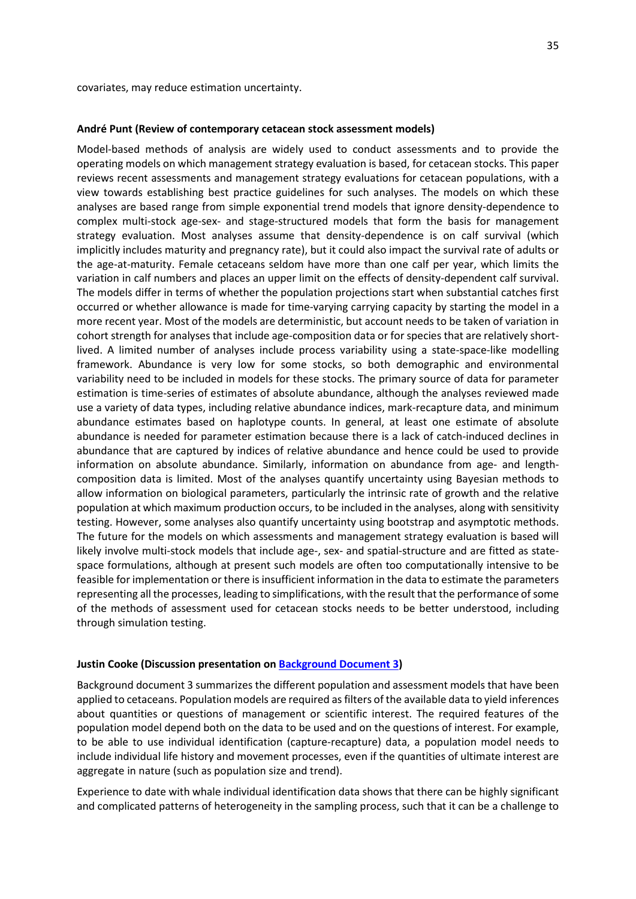covariates, may reduce estimation uncertainty.

**André Punt (Review of contemporary cetacean stock assessment models)**

Model-based methods of analysis are widely used to conduct assessments and to provide the operating models on which management strategy evaluation is based, for cetacean stocks. This paper reviews recent assessments and management strategy evaluations for cetacean populations, with a view towards establishing best practice guidelines for such analyses. The models on which these analyses are based range from simple exponential trend models that ignore density-dependence to complex multi-stock age-sex- and stage-structured models that form the basis for management strategy evaluation. Most analyses assume that density-dependence is on calf survival (which implicitly includes maturity and pregnancy rate), but it could also impact the survival rate of adults or the age-at-maturity. Female cetaceans seldom have more than one calf per year, which limits the variation in calf numbers and places an upper limit on the effects of density-dependent calf survival. The models differ in terms of whether the population projections start when substantial catches first occurred or whether allowance is made for time-varying carrying capacity by starting the model in a more recent year. Most of the models are deterministic, but account needs to be taken of variation in cohort strength for analyses that include age-composition data or for species that are relatively short-lived. A limited number of analyses include process variability using a state-space-like modelling framework. Abundance is very low for some stocks, so both demographic and environmental variability need to be included in models for these stocks. The primary source of data for parameter estimation is time-series of estimates of absolute abundance, although the analyses reviewed made use a variety of data types, including relative abundance indices, mark-recapture data, and minimum abundance estimates based on haplotype counts. In general, at least one estimate of absolute abundance is needed for parameter estimation because there is a lack of catch-induced declines in abundance that are captured by indices of relative abundance and hence could be used to provide information on absolute abundance. Similarly, information on abundance from age- and length-composition data is limited. Most of the analyses quantify uncertainty using Bayesian methods to allow information on biological parameters, particularly the intrinsic rate of growth and the relative population at which maximum production occurs, to be included in the analyses, along with sensitivity testing. However, some analyses also quantify uncertainty using bootstrap and asymptotic methods. The future for the models on which assessments and management strategy evaluation is based will likely involve multi-stock models that include age-, sex- and spatial-structure and are fitted as state-space formulations, although at present such models are often too computationally intensive to be feasible for implementation or there is insufficient information in the data to estimate the parameters representing all the processes, leading to simplifications, with the result that the performance of some of the methods of assessment used for cetacean stocks needs to be better understood, including through simulation testing.

**Justin Cooke (Discussion presentation on Background Document 3)**

Background document 3 summarizes the different population and assessment models that have been applied to cetaceans. Population models are required as filters of the available data to yield inferences about quantities or questions of management or scientific interest. The required features of the population model depend both on the data to be used and on the questions of interest. For example, to be able to use individual identification (capture-recapture) data, a population model needs to include individual life history and movement processes, even if the quantities of ultimate interest are aggregate in nature (such as population size and trend).

Experience to date with whale individual identification data shows that there can be highly significant and complicated patterns of heterogeneity in the sampling process, such that it can be a challenge to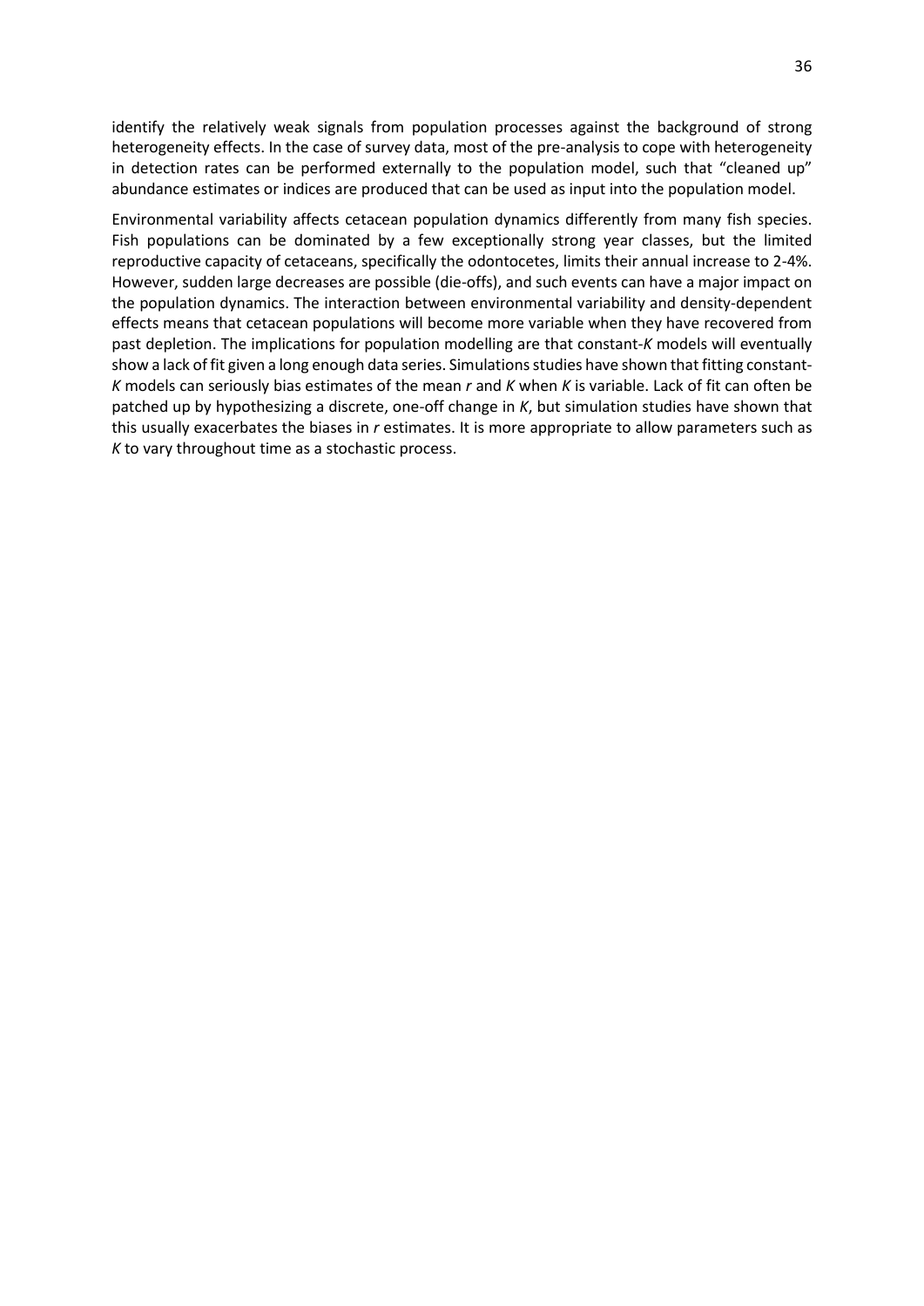identify the relatively weak signals from population processes against the background of strong heterogeneity effects. In the case of survey data, most of the pre-analysis to cope with heterogeneity in detection rates can be performed externally to the population model, such that "cleaned up" abundance estimates or indices are produced that can be used as input into the population model.

Environmental variability affects cetacean population dynamics differently from many fish species. Fish populations can be dominated by a few exceptionally strong year classes, but the limited reproductive capacity of cetaceans, specifically the odontocetes, limits their annual increase to 2-4%. However, sudden large decreases are possible (die-offs), and such events can have a major impact on the population dynamics. The interaction between environmental variability and density-dependent effects means that cetacean populations will become more variable when they have recovered from past depletion. The implications for population modelling are that constant-$K$ models will eventually show a lack of fit given a long enough data series. Simulations studies have shown that fitting constant-$K$ models can seriously bias estimates of the mean $r$ and $K$ when $K$ is variable. Lack of fit can often be patched up by hypothesizing a discrete, one-off change in $K$, but simulation studies have shown that this usually exacerbates the biases in $r$ estimates. It is more appropriate to allow parameters such as $K$ to vary throughout time as a stochastic process.